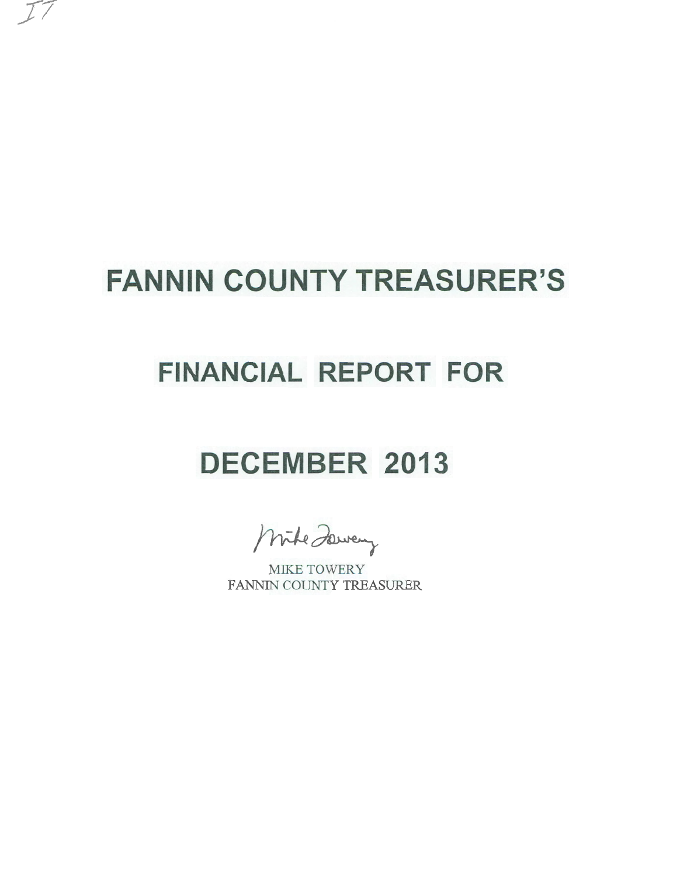# FANNIN COUNTY TREASURER'S

# FINANCIAL REPORT FOR

# DECEMBER 2013

Mike Towery

MIKE TOWERY
FANNIN COUNTY TREASURER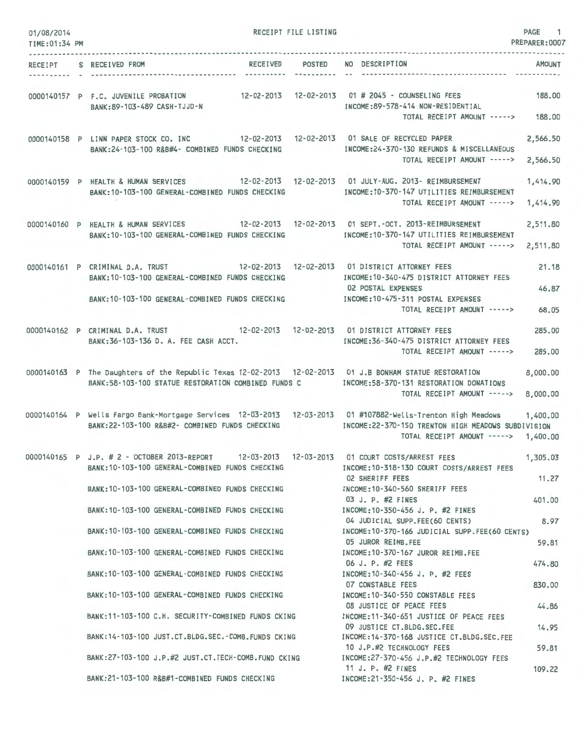01/08/2014 RECEIPT FILE LISTING PAGE 1
TIME:01:34 PM PREPARER:0007

| RECEIPT | S | RECEIVED FROM | RECEIVED | POSTED | NO | DESCRIPTION | AMOUNT |
|---|---|---|---|---|---|---|---|
| 0000140157 | P | F.C. JUVENILE PROBATION | 12-02-2013 | 12-02-2013 | 01 | # 2045 - COUNSELING FEES | 188.00 |
| | | BANK:89-103-489 CASH-TJJD-N | | | | INCOME:89-578-414 NON-RESIDENTIAL | |
| | | | | | | TOTAL RECEIPT AMOUNT -----> | 188.00 |
| 0000140158 | P | LINN PAPER STOCK CO. INC | 12-02-2013 | 12-02-2013 | 01 | SALE OF RECYCLED PAPER | 2,566.50 |
| | | BANK:24-103-100 R&B#4- COMBINED FUNDS CHECKING | | | | INCOME:24-370-130 REFUNDS & MISCELLANEOUS | |
| | | | | | | TOTAL RECEIPT AMOUNT -----> | 2,566.50 |
| 0000140159 | P | HEALTH & HUMAN SERVICES | 12-02-2013 | 12-02-2013 | 01 | JULY-AUG. 2013- REIMBURSEMENT | 1,414.90 |
| | | BANK:10-103-100 GENERAL-COMBINED FUNDS CHECKING | | | | INCOME:10-370-147 UTILITIES REIMBURSEMENT | |
| | | | | | | TOTAL RECEIPT AMOUNT -----> | 1,414.90 |
| 0000140160 | P | HEALTH & HUMAN SERVICES | 12-02-2013 | 12-02-2013 | 01 | SEPT.-OCT. 2013-REIMBURSEMENT | 2,511.80 |
| | | BANK:10-103-100 GENERAL-COMBINED FUNDS CHECKING | | | | INCOME:10-370-147 UTILITIES REIMBURSEMENT | |
| | | | | | | TOTAL RECEIPT AMOUNT -----> | 2,511.80 |
| 0000140161 | P | CRIMINAL D.A. TRUST | 12-02-2013 | 12-02-2013 | 01 | DISTRICT ATTORNEY FEES | 21.18 |
| | | BANK:10-103-100 GENERAL-COMBINED FUNDS CHECKING | | | | INCOME:10-340-475 DISTRICT ATTORNEY FEES | |
| | | | | | 02 | POSTAL EXPENSES | 46.87 |
| | | BANK:10-103-100 GENERAL-COMBINED FUNDS CHECKING | | | | INCOME:10-475-311 POSTAL EXPENSES | |
| | | | | | | TOTAL RECEIPT AMOUNT -----> | 68.05 |
| 0000140162 | P | CRIMINAL D.A. TRUST | 12-02-2013 | 12-02-2013 | 01 | DISTRICT ATTORNEY FEES | 285.00 |
| | | BANK:36-103-136 D. A. FEE CASH ACCT. | | | | INCOME:36-340-475 DISTRICT ATTORNEY FEES | |
| | | | | | | TOTAL RECEIPT AMOUNT -----> | 285.00 |
| 0000140163 | P | The Daughters of the Republic Texas | 12-02-2013 | 12-02-2013 | 01 | J.B BONHAM STATUE RESTORATION | 8,000.00 |
| | | BANK:58-103-100 STATUE RESTORATION COMBINED FUNDS C | | | | INCOME:58-370-131 RESTORATION DONATIONS | |
| | | | | | | TOTAL RECEIPT AMOUNT -----> | 8,000.00 |
| 0000140164 | P | Wells Fargo Bank-Mortgage Services | 12-03-2013 | 12-03-2013 | 01 | #107882-Wells-Trenton High Meadows | 1,400.00 |
| | | BANK:22-103-100 R&B#2- COMBINED FUNDS CHECKING | | | | INCOME:22-370-150 TRENTON HIGH MEADOWS SUBDIVISION | |
| | | | | | | TOTAL RECEIPT AMOUNT -----> | 1,400.00 |
| 0000140165 | P | J.P. # 2 - OCTOBER 2013-REPORT | 12-03-2013 | 12-03-2013 | 01 | COURT COSTS/ARREST FEES | 1,305.03 |
| | | BANK:10-103-100 GENERAL-COMBINED FUNDS CHECKING | | | | INCOME:10-318-130 COURT COSTS/ARREST FEES | |
| | | | | | 02 | SHERIFF FEES | 11.27 |
| | | BANK:10-103-100 GENERAL-COMBINED FUNDS CHECKING | | | | INCOME:10-340-560 SHERIFF FEES | |
| | | | | | 03 | J. P. #2 FINES | 401.00 |
| | | BANK:10-103-100 GENERAL-COMBINED FUNDS CHECKING | | | | INCOME:10-350-456 J. P. #2 FINES | |
| | | | | | 04 | JUDICIAL SUPP.FEE(60 CENTS) | 8.97 |
| | | BANK:10-103-100 GENERAL-COMBINED FUNDS CHECKING | | | | INCOME:10-370-166 JUDICIAL SUPP.FEE(60 CENTS) | |
| | | | | | 05 | JUROR REIMB.FEE | 59.81 |
| | | BANK:10-103-100 GENERAL-COMBINED FUNDS CHECKING | | | | INCOME:10-370-167 JUROR REIMB.FEE | |
| | | | | | 06 | J. P. #2 FEES | 474.80 |
| | | BANK:10-103-100 GENERAL-COMBINED FUNDS CHECKING | | | | INCOME:10-340-456 J. P. #2 FEES | |
| | | | | | 07 | CONSTABLE FEES | 830.00 |
| | | BANK:10-103-100 GENERAL-COMBINED FUNDS CHECKING | | | | INCOME:10-340-550 CONSTABLE FEES | |
| | | | | | 08 | JUSTICE OF PEACE FEES | 44.86 |
| | | BANK:11-103-100 C.H. SECURITY-COMBINED FUNDS CKING | | | | INCOME:11-340-651 JUSTICE OF PEACE FEES | |
| | | | | | 09 | JUSTICE CT.BLDG.SEC.FEE | 14.95 |
| | | BANK:14-103-100 JUST.CT.BLDG.SEC.-COMB.FUNDS CKING | | | | INCOME:14-370-168 JUSTICE CT.BLDG.SEC.FEE | |
| | | | | | 10 | J.P.#2 TECHNOLOGY FEES | 59.81 |
| | | BANK:27-103-100 J.P.#2 JUST.CT.TECH-COMB.FUND CKING | | | | INCOME:27-370-456 J.P.#2 TECHNOLOGY FEES | |
| | | | | | 11 | J. P. #2 FINES | 109.22 |
| | | BANK:21-103-100 R&B#1-COMBINED FUNDS CHECKING | | | | INCOME:21-350-456 J. P. #2 FINES | |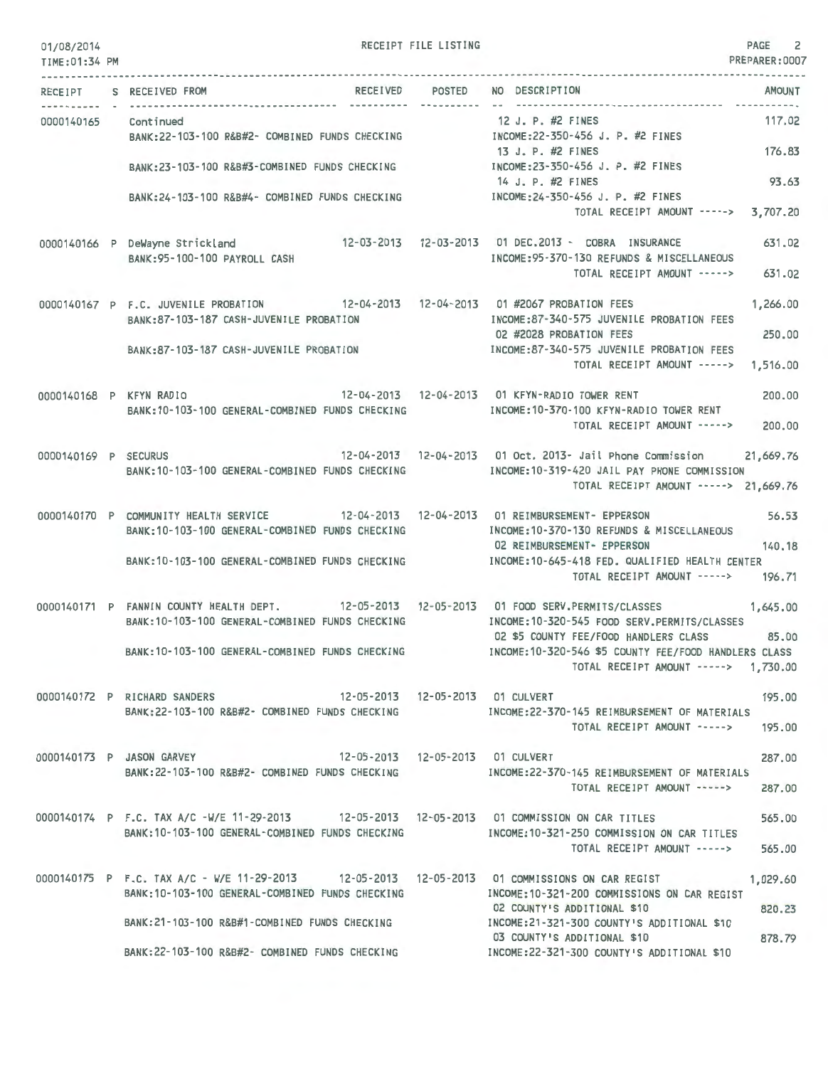# RECEIPT FILE LISTING

01/08/2014
TIME:01:34 PM

PREPARER:0007

| RECEIPT | S | RECEIVED FROM | RECEIVED | POSTED | NO DESCRIPTION | AMOUNT |
|---|---|---|---|---|---|---|
| 0000140165 | | Continued | | | 12 J. P. #2 FINES | 117.02 |
| | | BANK:22-103-100 R&B#2- COMBINED FUNDS CHECKING | | | INCOME:22-350-456 J. P. #2 FINES | |
| | | | | | 13 J. P. #2 FINES | 176.83 |
| | | BANK:23-103-100 R&B#3-COMBINED FUNDS CHECKING | | | INCOME:23-350-456 J. P. #2 FINES | |
| | | | | | 14 J. P. #2 FINES | 93.63 |
| | | BANK:24-103-100 R&B#4- COMBINED FUNDS CHECKING | | | INCOME:24-350-456 J. P. #2 FINES | |
| | | | | | TOTAL RECEIPT AMOUNT -----> | 3,707.20 |
| 0000140166 | P | DeWayne Strickland | 12-03-2013 | 12-03-2013 | 01 DEC.2013 - COBRA INSURANCE | 631.02 |
| | | BANK:95-100-100 PAYROLL CASH | | | INCOME:95-370-130 REFUNDS & MISCELLANEOUS | |
| | | | | | TOTAL RECEIPT AMOUNT -----> | 631.02 |
| 0000140167 | P | F.C. JUVENILE PROBATION | 12-04-2013 | 12-04-2013 | 01 #2067 PROBATION FEES | 1,266.00 |
| | | BANK:87-103-187 CASH-JUVENILE PROBATION | | | INCOME:87-340-575 JUVENILE PROBATION FEES | |
| | | | | | 02 #2028 PROBATION FEES | 250.00 |
| | | BANK:87-103-187 CASH-JUVENILE PROBATION | | | INCOME:87-340-575 JUVENILE PROBATION FEES | |
| | | | | | TOTAL RECEIPT AMOUNT -----> | 1,516.00 |
| 0000140168 | P | KFYN RADIO | 12-04-2013 | 12-04-2013 | 01 KFYN-RADIO TOWER RENT | 200.00 |
| | | BANK:10-103-100 GENERAL-COMBINED FUNDS CHECKING | | | INCOME:10-370-100 KFYN-RADIO TOWER RENT | |
| | | | | | TOTAL RECEIPT AMOUNT -----> | 200.00 |
| 0000140169 | P | SECURUS | 12-04-2013 | 12-04-2013 | 01 Oct. 2013- Jail Phone Commission | 21,669.76 |
| | | BANK:10-103-100 GENERAL-COMBINED FUNDS CHECKING | | | INCOME:10-319-420 JAIL PAY PHONE COMMISSION | |
| | | | | | TOTAL RECEIPT AMOUNT -----> | 21,669.76 |
| 0000140170 | P | COMMUNITY HEALTH SERVICE | 12-04-2013 | 12-04-2013 | 01 REIMBURSEMENT- EPPERSON | 56.53 |
| | | BANK:10-103-100 GENERAL-COMBINED FUNDS CHECKING | | | INCOME:10-370-130 REFUNDS & MISCELLANEOUS | |
| | | | | | 02 REIMBURSEMENT- EPPERSON | 140.18 |
| | | BANK:10-103-100 GENERAL-COMBINED FUNDS CHECKING | | | INCOME:10-645-418 FED. QUALIFIED HEALTH CENTER | |
| | | | | | TOTAL RECEIPT AMOUNT -----> | 196.71 |
| 0000140171 | P | FANNIN COUNTY HEALTH DEPT. | 12-05-2013 | 12-05-2013 | 01 FOOD SERV.PERMITS/CLASSES | 1,645.00 |
| | | BANK:10-103-100 GENERAL-COMBINED FUNDS CHECKING | | | INCOME:10-320-545 FOOD SERV.PERMITS/CLASSES | |
| | | | | | 02 $5 COUNTY FEE/FOOD HANDLERS CLASS | 85.00 |
| | | BANK:10-103-100 GENERAL-COMBINED FUNDS CHECKING | | | INCOME:10-320-546 $5 COUNTY FEE/FOOD HANDLERS CLASS | |
| | | | | | TOTAL RECEIPT AMOUNT -----> | 1,730.00 |
| 0000140172 | P | RICHARD SANDERS | 12-05-2013 | 12-05-2013 | 01 CULVERT | 195.00 |
| | | BANK:22-103-100 R&B#2- COMBINED FUNDS CHECKING | | | INCOME:22-370-145 REIMBURSEMENT OF MATERIALS | |
| | | | | | TOTAL RECEIPT AMOUNT -----> | 195.00 |
| 0000140173 | P | JASON GARVEY | 12-05-2013 | 12-05-2013 | 01 CULVERT | 287.00 |
| | | BANK:22-103-100 R&B#2- COMBINED FUNDS CHECKING | | | INCOME:22-370-145 REIMBURSEMENT OF MATERIALS | |
| | | | | | TOTAL RECEIPT AMOUNT -----> | 287.00 |
| 0000140174 | P | F.C. TAX A/C -W/E 11-29-2013 | 12-05-2013 | 12-05-2013 | 01 COMMISSION ON CAR TITLES | 565.00 |
| | | BANK:10-103-100 GENERAL-COMBINED FUNDS CHECKING | | | INCOME:10-321-250 COMMISSION ON CAR TITLES | |
| | | | | | TOTAL RECEIPT AMOUNT -----> | 565.00 |
| 0000140175 | P | F.C. TAX A/C - W/E 11-29-2013 | 12-05-2013 | 12-05-2013 | 01 COMMISSIONS ON CAR REGIST | 1,029.60 |
| | | BANK:10-103-100 GENERAL-COMBINED FUNDS CHECKING | | | INCOME:10-321-200 COMMISSIONS ON CAR REGIST | |
| | | | | | 02 COUNTY'S ADDITIONAL $10 | 820.23 |
| | | BANK:21-103-100 R&B#1-COMBINED FUNDS CHECKING | | | INCOME:21-321-300 COUNTY'S ADDITIONAL $10 | |
| | | | | | 03 COUNTY'S ADDITIONAL $10 | 878.79 |
| | | BANK:22-103-100 R&B#2- COMBINED FUNDS CHECKING | | | INCOME:22-321-300 COUNTY'S ADDITIONAL $10 | |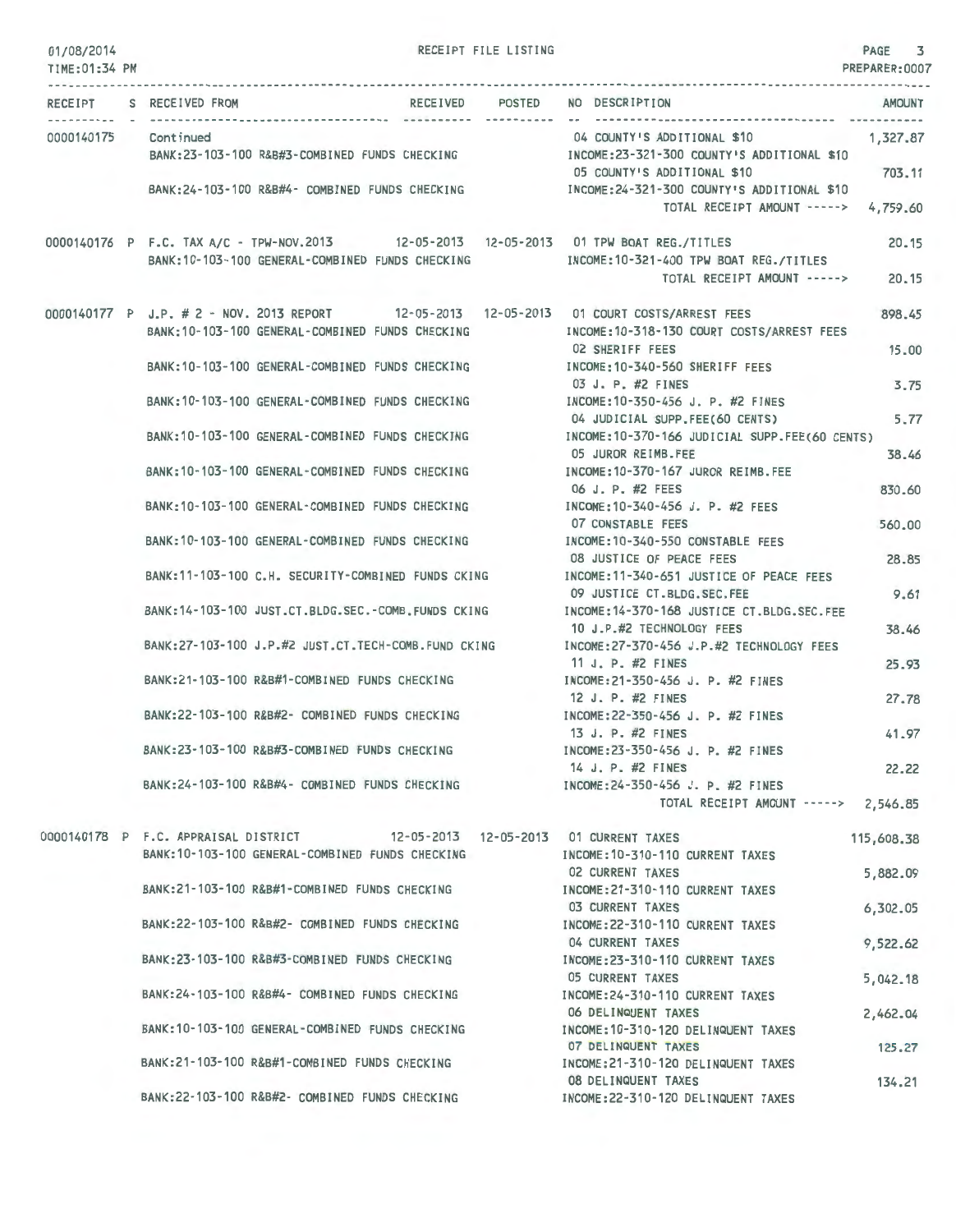01/08/2014 RECEIPT FILE LISTING PAGE 3
TIME:01:34 PM PREPARER:0007

| RECEIPT | S | RECEIVED FROM | RECEIVED | POSTED | NO | DESCRIPTION | AMOUNT |
|---|---|---|---|---|---|---|---|
| 0000140175 | | Continued | | | 04 | COUNTY'S ADDITIONAL $10 | 1,327.87 |
| | | BANK:23-103-100 R&B#3-COMBINED FUNDS CHECKING | | | | INCOME:23-321-300 COUNTY'S ADDITIONAL $10 | |
| | | | | | 05 | COUNTY'S ADDITIONAL $10 | 703.11 |
| | | BANK:24-103-100 R&B#4- COMBINED FUNDS CHECKING | | | | INCOME:24-321-300 COUNTY'S ADDITIONAL $10 | |
| | | | | | | TOTAL RECEIPT AMOUNT -----> | 4,759.60 |
| 0000140176 | P | F.C. TAX A/C - TPW-NOV.2013 | 12-05-2013 | 12-05-2013 | 01 | TPW BOAT REG./TITLES | 20.15 |
| | | BANK:10-103-100 GENERAL-COMBINED FUNDS CHECKING | | | | INCOME:10-321-400 TPW BOAT REG./TITLES | |
| | | | | | | TOTAL RECEIPT AMOUNT -----> | 20.15 |
| 0000140177 | P | J.P. # 2 - NOV. 2013 REPORT | 12-05-2013 | 12-05-2013 | 01 | COURT COSTS/ARREST FEES | 898.45 |
| | | BANK:10-103-100 GENERAL-COMBINED FUNDS CHECKING | | | | INCOME:10-318-130 COURT COSTS/ARREST FEES | |
| | | | | | 02 | SHERIFF FEES | 15.00 |
| | | BANK:10-103-100 GENERAL-COMBINED FUNDS CHECKING | | | | INCOME:10-340-560 SHERIFF FEES | |
| | | | | | 03 | J. P. #2 FINES | 3.75 |
| | | BANK:10-103-100 GENERAL-COMBINED FUNDS CHECKING | | | | INCOME:10-350-456 J. P. #2 FINES | |
| | | | | | 04 | JUDICIAL SUPP.FEE(60 CENTS) | 5.77 |
| | | BANK:10-103-100 GENERAL-COMBINED FUNDS CHECKING | | | | INCOME:10-370-166 JUDICIAL SUPP.FEE(60 CENTS) | |
| | | | | | 05 | JUROR REIMB.FEE | 38.46 |
| | | BANK:10-103-100 GENERAL-COMBINED FUNDS CHECKING | | | | INCOME:10-370-167 JUROR REIMB.FEE | |
| | | | | | 06 | J. P. #2 FEES | 830.60 |
| | | BANK:10-103-100 GENERAL-COMBINED FUNDS CHECKING | | | | INCOME:10-340-456 J. P. #2 FEES | |
| | | | | | 07 | CONSTABLE FEES | 560.00 |
| | | BANK:10-103-100 GENERAL-COMBINED FUNDS CHECKING | | | | INCOME:10-340-550 CONSTABLE FEES | |
| | | | | | 08 | JUSTICE OF PEACE FEES | 28.85 |
| | | BANK:11-103-100 C.H. SECURITY-COMBINED FUNDS CKING | | | | INCOME:11-340-651 JUSTICE OF PEACE FEES | |
| | | | | | 09 | JUSTICE CT.BLDG.SEC.FEE | 9.61 |
| | | BANK:14-103-100 JUST.CT.BLDG.SEC.-COMB.FUNDS CKING | | | | INCOME:14-370-168 JUSTICE CT.BLDG.SEC.FEE | |
| | | | | | 10 | J.P.#2 TECHNOLOGY FEES | 38.46 |
| | | BANK:27-103-100 J.P.#2 JUST.CT.TECH-COMB.FUND CKING | | | | INCOME:27-370-456 J.P.#2 TECHNOLOGY FEES | |
| | | | | | 11 | J. P. #2 FINES | 25.93 |
| | | BANK:21-103-100 R&B#1-COMBINED FUNDS CHECKING | | | | INCOME:21-350-456 J. P. #2 FINES | |
| | | | | | 12 | J. P. #2 FINES | 27.78 |
| | | BANK:22-103-100 R&B#2- COMBINED FUNDS CHECKING | | | | INCOME:22-350-456 J. P. #2 FINES | |
| | | | | | 13 | J. P. #2 FINES | 41.97 |
| | | BANK:23-103-100 R&B#3-COMBINED FUNDS CHECKING | | | | INCOME:23-350-456 J. P. #2 FINES | |
| | | | | | 14 | J. P. #2 FINES | 22.22 |
| | | BANK:24-103-100 R&B#4- COMBINED FUNDS CHECKING | | | | INCOME:24-350-456 J. P. #2 FINES | |
| | | | | | | TOTAL RECEIPT AMOUNT -----> | 2,546.85 |
| 0000140178 | P | F.C. APPRAISAL DISTRICT | 12-05-2013 | 12-05-2013 | 01 | CURRENT TAXES | 115,608.38 |
| | | BANK:10-103-100 GENERAL-COMBINED FUNDS CHECKING | | | | INCOME:10-310-110 CURRENT TAXES | |
| | | | | | 02 | CURRENT TAXES | 5,882.09 |
| | | BANK:21-103-100 R&B#1-COMBINED FUNDS CHECKING | | | | INCOME:21-310-110 CURRENT TAXES | |
| | | | | | 03 | CURRENT TAXES | 6,302.05 |
| | | BANK:22-103-100 R&B#2- COMBINED FUNDS CHECKING | | | | INCOME:22-310-110 CURRENT TAXES | |
| | | | | | 04 | CURRENT TAXES | 9,522.62 |
| | | BANK:23-103-100 R&B#3-COMBINED FUNDS CHECKING | | | | INCOME:23-310-110 CURRENT TAXES | |
| | | | | | 05 | CURRENT TAXES | 5,042.18 |
| | | BANK:24-103-100 R&B#4- COMBINED FUNDS CHECKING | | | | INCOME:24-310-110 CURRENT TAXES | |
| | | | | | 06 | DELINQUENT TAXES | 2,462.04 |
| | | BANK:10-103-100 GENERAL-COMBINED FUNDS CHECKING | | | | INCOME:10-310-120 DELINQUENT TAXES | |
| | | | | | 07 | DELINQUENT TAXES | 125.27 |
| | | BANK:21-103-100 R&B#1-COMBINED FUNDS CHECKING | | | | INCOME:21-310-120 DELINQUENT TAXES | |
| | | | | | 08 | DELINQUENT TAXES | 134.21 |
| | | BANK:22-103-100 R&B#2- COMBINED FUNDS CHECKING | | | | INCOME:22-310-120 DELINQUENT TAXES | |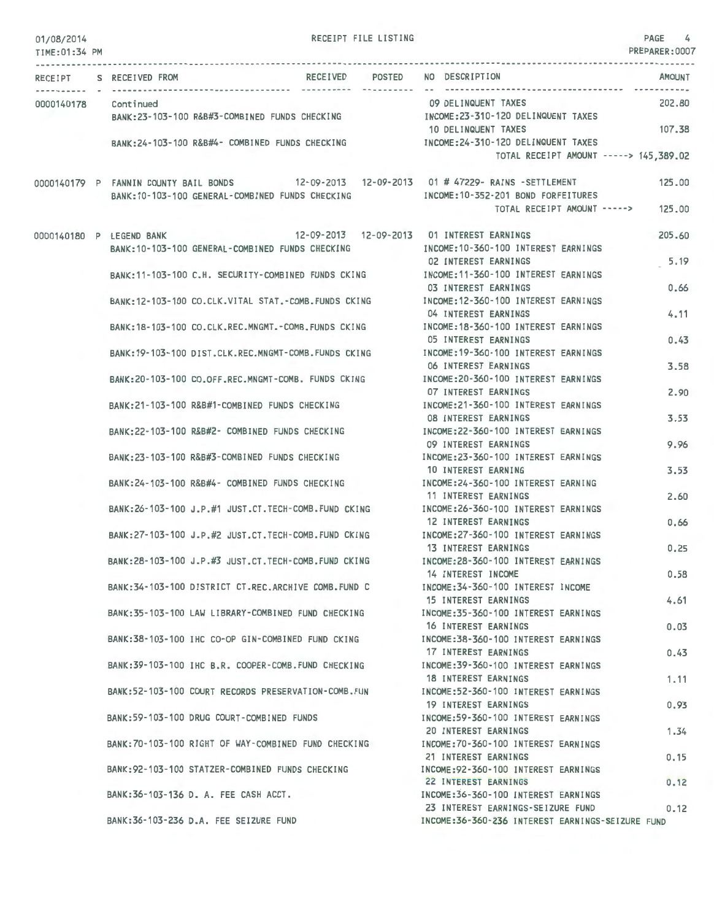RECEIPT FILE LISTING

| RECEIPT | S | RECEIVED FROM | RECEIVED | POSTED | NO | DESCRIPTION | AMOUNT |
|---|---|---|---|---|---|---|---|
| 0000140178 | | Continued | | | 09 | DELINQUENT TAXES | 202.80 |
| | | BANK:23-103-100 R&B#3-COMBINED FUNDS CHECKING | | | | INCOME:23-310-120 DELINQUENT TAXES | |
| | | | | | 10 | DELINQUENT TAXES | 107.38 |
| | | BANK:24-103-100 R&B#4- COMBINED FUNDS CHECKING | | | | INCOME:24-310-120 DELINQUENT TAXES | |
| | | | | | | TOTAL RECEIPT AMOUNT -----> | 145,389.02 |
| 0000140179 | P | FANNIN COUNTY BAIL BONDS | 12-09-2013 | 12-09-2013 | 01 | # 47229- RAINS -SETTLEMENT | 125.00 |
| | | BANK:10-103-100 GENERAL-COMBINED FUNDS CHECKING | | | | INCOME:10-352-201 BOND FORFEITURES | |
| | | | | | | TOTAL RECEIPT AMOUNT -----> | 125.00 |
| 0000140180 | P | LEGEND BANK | 12-09-2013 | 12-09-2013 | 01 | INTEREST EARNINGS | 205.60 |
| | | BANK:10-103-100 GENERAL-COMBINED FUNDS CHECKING | | | | INCOME:10-360-100 INTEREST EARNINGS | |
| | | | | | 02 | INTEREST EARNINGS | 5.19 |
| | | BANK:11-103-100 C.H. SECURITY-COMBINED FUNDS CKING | | | | INCOME:11-360-100 INTEREST EARNINGS | |
| | | | | | 03 | INTEREST EARNINGS | 0.66 |
| | | BANK:12-103-100 CO.CLK.VITAL STAT.-COMB.FUNDS CKING | | | | INCOME:12-360-100 INTEREST EARNINGS | |
| | | | | | 04 | INTEREST EARNINGS | 4.11 |
| | | BANK:18-103-100 CO.CLK.REC.MNGMT.-COMB.FUNDS CKING | | | | INCOME:18-360-100 INTEREST EARNINGS | |
| | | | | | 05 | INTEREST EARNINGS | 0.43 |
| | | BANK:19-103-100 DIST.CLK.REC.MNGMT-COMB.FUNDS CKING | | | | INCOME:19-360-100 INTEREST EARNINGS | |
| | | | | | 06 | INTEREST EARNINGS | 3.58 |
| | | BANK:20-103-100 CO.OFF.REC.MNGMT-COMB. FUNDS CKING | | | | INCOME:20-360-100 INTEREST EARNINGS | |
| | | | | | 07 | INTEREST EARNINGS | 2.90 |
| | | BANK:21-103-100 R&B#1-COMBINED FUNDS CHECKING | | | | INCOME:21-360-100 INTEREST EARNINGS | |
| | | | | | 08 | INTEREST EARNINGS | 3.53 |
| | | BANK:22-103-100 R&B#2- COMBINED FUNDS CHECKING | | | | INCOME:22-360-100 INTEREST EARNINGS | |
| | | | | | 09 | INTEREST EARNINGS | 9.96 |
| | | BANK:23-103-100 R&B#3-COMBINED FUNDS CHECKING | | | | INCOME:23-360-100 INTEREST EARNINGS | |
| | | | | | 10 | INTEREST EARNING | 3.53 |
| | | BANK:24-103-100 R&B#4- COMBINED FUNDS CHECKING | | | | INCOME:24-360-100 INTEREST EARNING | |
| | | | | | 11 | INTEREST EARNINGS | 2.60 |
| | | BANK:26-103-100 J.P.#1 JUST.CT.TECH-COMB.FUND CKING | | | | INCOME:26-360-100 INTEREST EARNINGS | |
| | | | | | 12 | INTEREST EARNINGS | 0.66 |
| | | BANK:27-103-100 J.P.#2 JUST.CT.TECH-COMB.FUND CKING | | | | INCOME:27-360-100 INTEREST EARNINGS | |
| | | | | | 13 | INTEREST EARNINGS | 0.25 |
| | | BANK:28-103-100 J.P.#3 JUST.CT.TECH-COMB.FUND CKING | | | | INCOME:28-360-100 INTEREST EARNINGS | |
| | | | | | 14 | INTEREST INCOME | 0.58 |
| | | BANK:34-103-100 DISTRICT CT.REC.ARCHIVE COMB.FUND C | | | | INCOME:34-360-100 INTEREST INCOME | |
| | | | | | 15 | INTEREST EARNINGS | 4.61 |
| | | BANK:35-103-100 LAW LIBRARY-COMBINED FUND CHECKING | | | | INCOME:35-360-100 INTEREST EARNINGS | |
| | | | | | 16 | INTEREST EARNINGS | 0.03 |
| | | BANK:38-103-100 IHC CO-OP GIN-COMBINED FUND CKING | | | | INCOME:38-360-100 INTEREST EARNINGS | |
| | | | | | 17 | INTEREST EARNINGS | 0.43 |
| | | BANK:39-103-100 IHC B.R. COOPER-COMB.FUND CHECKING | | | | INCOME:39-360-100 INTEREST EARNINGS | |
| | | | | | 18 | INTEREST EARNINGS | 1.11 |
| | | BANK:52-103-100 COURT RECORDS PRESERVATION-COMB.FUN | | | | INCOME:52-360-100 INTEREST EARNINGS | |
| | | | | | 19 | INTEREST EARNINGS | 0.93 |
| | | BANK:59-103-100 DRUG COURT-COMBINED FUNDS | | | | INCOME:59-360-100 INTEREST EARNINGS | |
| | | | | | 20 | INTEREST EARNINGS | 1.34 |
| | | BANK:70-103-100 RIGHT OF WAY-COMBINED FUND CHECKING | | | | INCOME:70-360-100 INTEREST EARNINGS | |
| | | | | | 21 | INTEREST EARNINGS | 0.15 |
| | | BANK:92-103-100 STATZER-COMBINED FUNDS CHECKING | | | | INCOME:92-360-100 INTEREST EARNINGS | |
| | | | | | 22 | INTEREST EARNINGS | 0.12 |
| | | BANK:36-103-136 D. A. FEE CASH ACCT. | | | | INCOME:36-360-100 INTEREST EARNINGS | |
| | | | | | 23 | INTEREST EARNINGS-SEIZURE FUND | 0.12 |
| | | BANK:36-103-236 D.A. FEE SEIZURE FUND | | | | INCOME:36-360-236 INTEREST EARNINGS-SEIZURE FUND | |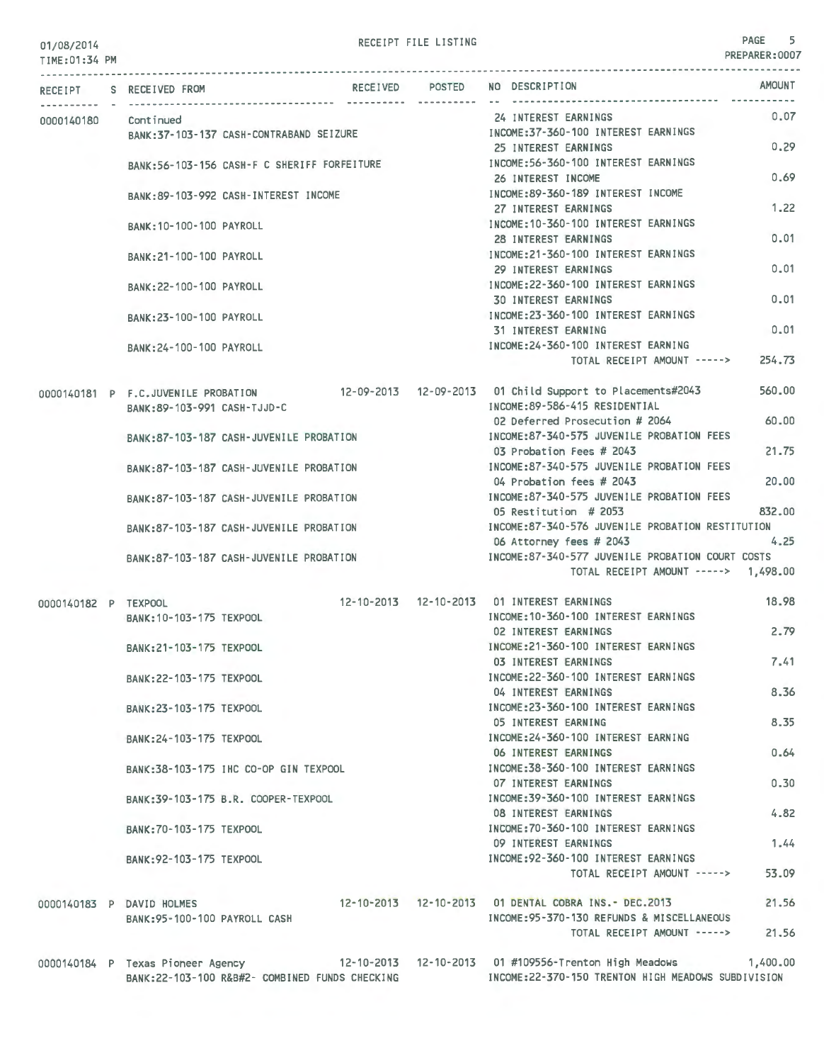RECEIPT FILE LISTING

01/08/2014
TIME:01:34 PM

PREPARER:0007

| RECEIPT | S | RECEIVED FROM | RECEIVED | POSTED | NO | DESCRIPTION | AMOUNT |
|---|---|---|---|---|---|---|---|
| 0000140180 | | Continued | | | 24 | INTEREST EARNINGS | 0.07 |
| | | BANK:37-103-137 CASH-CONTRABAND SEIZURE | | | | INCOME:37-360-100 INTEREST EARNINGS | |
| | | | | | 25 | INTEREST EARNINGS | 0.29 |
| | | BANK:56-103-156 CASH-F C SHERIFF FORFEITURE | | | | INCOME:56-360-100 INTEREST EARNINGS | |
| | | | | | 26 | INTEREST INCOME | 0.69 |
| | | BANK:89-103-992 CASH-INTEREST INCOME | | | | INCOME:89-360-189 INTEREST INCOME | |
| | | | | | 27 | INTEREST EARNINGS | 1.22 |
| | | BANK:10-100-100 PAYROLL | | | | INCOME:10-360-100 INTEREST EARNINGS | |
| | | | | | 28 | INTEREST EARNINGS | 0.01 |
| | | BANK:21-100-100 PAYROLL | | | | INCOME:21-360-100 INTEREST EARNINGS | |
| | | | | | 29 | INTEREST EARNINGS | 0.01 |
| | | BANK:22-100-100 PAYROLL | | | | INCOME:22-360-100 INTEREST EARNINGS | |
| | | | | | 30 | INTEREST EARNINGS | 0.01 |
| | | BANK:23-100-100 PAYROLL | | | | INCOME:23-360-100 INTEREST EARNINGS | |
| | | | | | 31 | INTEREST EARNING | 0.01 |
| | | BANK:24-100-100 PAYROLL | | | | INCOME:24-360-100 INTEREST EARNING | |
| | | | | | | TOTAL RECEIPT AMOUNT -----> | 254.73 |
| 0000140181 | P | F.C.JUVENILE PROBATION | 12-09-2013 | 12-09-2013 | 01 | Child Support to Placements#2043 | 560.00 |
| | | BANK:89-103-991 CASH-TJJD-C | | | | INCOME:89-586-415 RESIDENTIAL | |
| | | | | | 02 | Deferred Prosecution # 2064 | 60.00 |
| | | BANK:87-103-187 CASH-JUVENILE PROBATION | | | | INCOME:87-340-575 JUVENILE PROBATION FEES | |
| | | | | | 03 | Probation Fees # 2043 | 21.75 |
| | | BANK:87-103-187 CASH-JUVENILE PROBATION | | | | INCOME:87-340-575 JUVENILE PROBATION FEES | |
| | | | | | 04 | Probation fees # 2043 | 20.00 |
| | | BANK:87-103-187 CASH-JUVENILE PROBATION | | | | INCOME:87-340-575 JUVENILE PROBATION FEES | |
| | | | | | 05 | Restitution # 2053 | 832.00 |
| | | BANK:87-103-187 CASH-JUVENILE PROBATION | | | | INCOME:87-340-576 JUVENILE PROBATION RESTITUTION | |
| | | | | | 06 | Attorney fees # 2043 | 4.25 |
| | | BANK:87-103-187 CASH-JUVENILE PROBATION | | | | INCOME:87-340-577 JUVENILE PROBATION COURT COSTS | |
| | | | | | | TOTAL RECEIPT AMOUNT -----> | 1,498.00 |
| 0000140182 | P | TEXPOOL | 12-10-2013 | 12-10-2013 | 01 | INTEREST EARNINGS | 18.98 |
| | | BANK:10-103-175 TEXPOOL | | | | INCOME:10-360-100 INTEREST EARNINGS | |
| | | | | | 02 | INTEREST EARNINGS | 2.79 |
| | | BANK:21-103-175 TEXPOOL | | | | INCOME:21-360-100 INTEREST EARNINGS | |
| | | | | | 03 | INTEREST EARNINGS | 7.41 |
| | | BANK:22-103-175 TEXPOOL | | | | INCOME:22-360-100 INTEREST EARNINGS | |
| | | | | | 04 | INTEREST EARNINGS | 8.36 |
| | | BANK:23-103-175 TEXPOOL | | | | INCOME:23-360-100 INTEREST EARNINGS | |
| | | | | | 05 | INTEREST EARNING | 8.35 |
| | | BANK:24-103-175 TEXPOOL | | | | INCOME:24-360-100 INTEREST EARNING | |
| | | | | | 06 | INTEREST EARNINGS | 0.64 |
| | | BANK:38-103-175 IHC CO-OP GIN TEXPOOL | | | | INCOME:38-360-100 INTEREST EARNINGS | |
| | | | | | 07 | INTEREST EARNINGS | 0.30 |
| | | BANK:39-103-175 B.R. COOPER-TEXPOOL | | | | INCOME:39-360-100 INTEREST EARNINGS | |
| | | | | | 08 | INTEREST EARNINGS | 4.82 |
| | | BANK:70-103-175 TEXPOOL | | | | INCOME:70-360-100 INTEREST EARNINGS | |
| | | | | | 09 | INTEREST EARNINGS | 1.44 |
| | | BANK:92-103-175 TEXPOOL | | | | INCOME:92-360-100 INTEREST EARNINGS | |
| | | | | | | TOTAL RECEIPT AMOUNT -----> | 53.09 |
| 0000140183 | P | DAVID HOLMES | 12-10-2013 | 12-10-2013 | 01 | DENTAL COBRA INS.- DEC.2013 | 21.56 |
| | | BANK:95-100-100 PAYROLL CASH | | | | INCOME:95-370-130 REFUNDS & MISCELLANEOUS | |
| | | | | | | TOTAL RECEIPT AMOUNT -----> | 21.56 |
| 0000140184 | P | Texas Pioneer Agency | 12-10-2013 | 12-10-2013 | 01 | #109556-Trenton High Meadows | 1,400.00 |
| | | BANK:22-103-100 R&B#2- COMBINED FUNDS CHECKING | | | | INCOME:22-370-150 TRENTON HIGH MEADOWS SUBDIVISION | |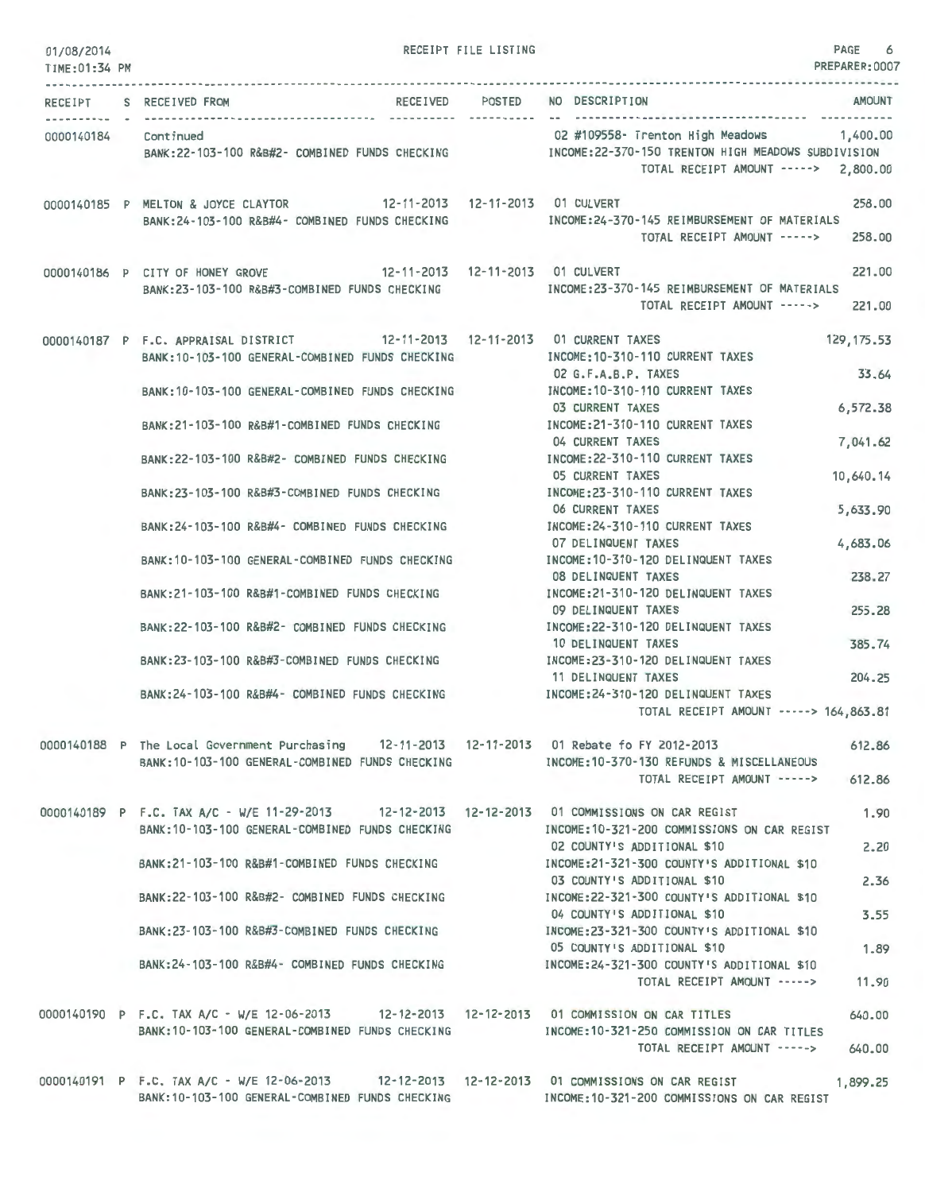RECEIPT FILE LISTING

01/08/2014
TIME:01:34 PM

PREPARER:0007

| RECEIPT | S | RECEIVED FROM | RECEIVED | POSTED | NO | DESCRIPTION | AMOUNT |
|---|---|---|---|---|---|---|---|
| 0000140184 | | Continued | | | 02 | #109558- Trenton High Meadows | 1,400.00 |
| | | BANK:22-103-100 R&B#2- COMBINED FUNDS CHECKING | | | | INCOME:22-370-150 TRENTON HIGH MEADOWS SUBDIVISION | |
| | | | | | | TOTAL RECEIPT AMOUNT -----> | 2,800.00 |
| 0000140185 | P | MELTON & JOYCE CLAYTOR | 12-11-2013 | 12-11-2013 | 01 | CULVERT | 258.00 |
| | | BANK:24-103-100 R&B#4- COMBINED FUNDS CHECKING | | | | INCOME:24-370-145 REIMBURSEMENT OF MATERIALS | |
| | | | | | | TOTAL RECEIPT AMOUNT -----> | 258.00 |
| 0000140186 | P | CITY OF HONEY GROVE | 12-11-2013 | 12-11-2013 | 01 | CULVERT | 221.00 |
| | | BANK:23-103-100 R&B#3-COMBINED FUNDS CHECKING | | | | INCOME:23-370-145 REIMBURSEMENT OF MATERIALS | |
| | | | | | | TOTAL RECEIPT AMOUNT -----> | 221.00 |
| 0000140187 | P | F.C. APPRAISAL DISTRICT | 12-11-2013 | 12-11-2013 | 01 | CURRENT TAXES | 129,175.53 |
| | | BANK:10-103-100 GENERAL-COMBINED FUNDS CHECKING | | | | INCOME:10-310-110 CURRENT TAXES | |
| | | | | | 02 | G.F.A.B.P. TAXES | 33.64 |
| | | BANK:10-103-100 GENERAL-COMBINED FUNDS CHECKING | | | | INCOME:10-310-110 CURRENT TAXES | |
| | | | | | 03 | CURRENT TAXES | 6,572.38 |
| | | BANK:21-103-100 R&B#1-COMBINED FUNDS CHECKING | | | | INCOME:21-310-110 CURRENT TAXES | |
| | | | | | 04 | CURRENT TAXES | 7,041.62 |
| | | BANK:22-103-100 R&B#2- COMBINED FUNDS CHECKING | | | | INCOME:22-310-110 CURRENT TAXES | |
| | | | | | 05 | CURRENT TAXES | 10,640.14 |
| | | BANK:23-103-100 R&B#3-COMBINED FUNDS CHECKING | | | | INCOME:23-310-110 CURRENT TAXES | |
| | | | | | 06 | CURRENT TAXES | 5,633.90 |
| | | BANK:24-103-100 R&B#4- COMBINED FUNDS CHECKING | | | | INCOME:24-310-110 CURRENT TAXES | |
| | | | | | 07 | DELINQUENT TAXES | 4,683.06 |
| | | BANK:10-103-100 GENERAL-COMBINED FUNDS CHECKING | | | | INCOME:10-310-120 DELINQUENT TAXES | |
| | | | | | 08 | DELINQUENT TAXES | 238.27 |
| | | BANK:21-103-100 R&B#1-COMBINED FUNDS CHECKING | | | | INCOME:21-310-120 DELINQUENT TAXES | |
| | | | | | 09 | DELINQUENT TAXES | 255.28 |
| | | BANK:22-103-100 R&B#2- COMBINED FUNDS CHECKING | | | | INCOME:22-310-120 DELINQUENT TAXES | |
| | | | | | 10 | DELINQUENT TAXES | 385.74 |
| | | BANK:23-103-100 R&B#3-COMBINED FUNDS CHECKING | | | | INCOME:23-310-120 DELINQUENT TAXES | |
| | | | | | 11 | DELINQUENT TAXES | 204.25 |
| | | BANK:24-103-100 R&B#4- COMBINED FUNDS CHECKING | | | | INCOME:24-310-120 DELINQUENT TAXES | |
| | | | | | | TOTAL RECEIPT AMOUNT -----> | 164,863.81 |
| 0000140188 | P | The Local Government Purchasing | 12-11-2013 | 12-11-2013 | 01 | Rebate fo FY 2012-2013 | 612.86 |
| | | BANK:10-103-100 GENERAL-COMBINED FUNDS CHECKING | | | | INCOME:10-370-130 REFUNDS & MISCELLANEOUS | |
| | | | | | | TOTAL RECEIPT AMOUNT -----> | 612.86 |
| 0000140189 | P | F.C. TAX A/C - W/E 11-29-2013 | 12-12-2013 | 12-12-2013 | 01 | COMMISSIONS ON CAR REGIST | 1.90 |
| | | BANK:10-103-100 GENERAL-COMBINED FUNDS CHECKING | | | | INCOME:10-321-200 COMMISSIONS ON CAR REGIST | |
| | | | | | 02 | COUNTY'S ADDITIONAL $10 | 2.20 |
| | | BANK:21-103-100 R&B#1-COMBINED FUNDS CHECKING | | | | INCOME:21-321-300 COUNTY'S ADDITIONAL $10 | |
| | | | | | 03 | COUNTY'S ADDITIONAL $10 | 2.36 |
| | | BANK:22-103-100 R&B#2- COMBINED FUNDS CHECKING | | | | INCOME:22-321-300 COUNTY'S ADDITIONAL $10 | |
| | | | | | 04 | COUNTY'S ADDITIONAL $10 | 3.55 |
| | | BANK:23-103-100 R&B#3-COMBINED FUNDS CHECKING | | | | INCOME:23-321-300 COUNTY'S ADDITIONAL $10 | |
| | | | | | 05 | COUNTY'S ADDITIONAL $10 | 1.89 |
| | | BANK:24-103-100 R&B#4- COMBINED FUNDS CHECKING | | | | INCOME:24-321-300 COUNTY'S ADDITIONAL $10 | |
| | | | | | | TOTAL RECEIPT AMOUNT -----> | 11.90 |
| 0000140190 | P | F.C. TAX A/C - W/E 12-06-2013 | 12-12-2013 | 12-12-2013 | 01 | COMMISSION ON CAR TITLES | 640.00 |
| | | BANK:10-103-100 GENERAL-COMBINED FUNDS CHECKING | | | | INCOME:10-321-250 COMMISSION ON CAR TITLES | |
| | | | | | | TOTAL RECEIPT AMOUNT -----> | 640.00 |
| 0000140191 | P | F.C. TAX A/C - W/E 12-06-2013 | 12-12-2013 | 12-12-2013 | 01 | COMMISSIONS ON CAR REGIST | 1,899.25 |
| | | BANK:10-103-100 GENERAL-COMBINED FUNDS CHECKING | | | | INCOME:10-321-200 COMMISSIONS ON CAR REGIST | |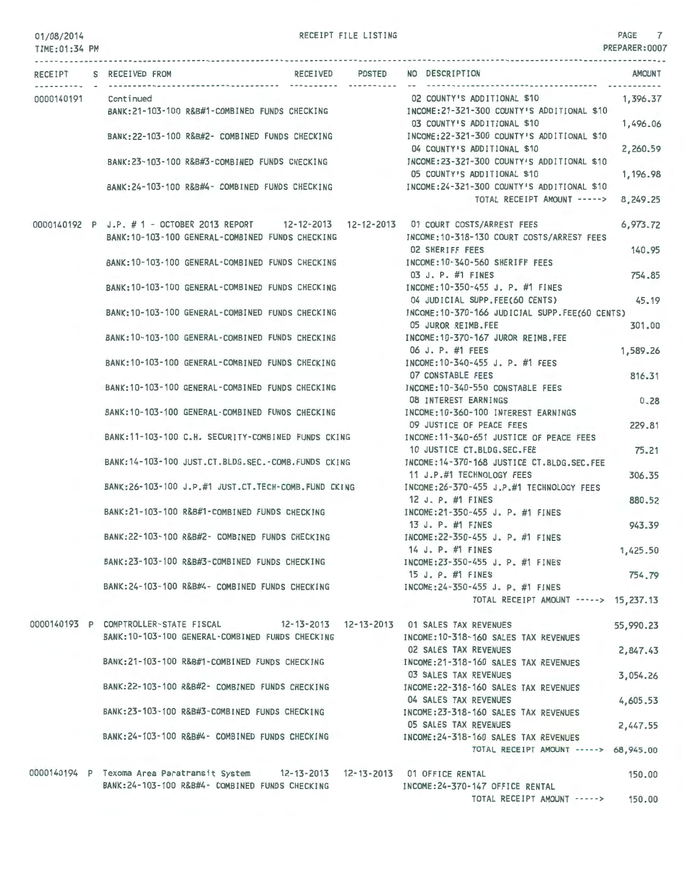01/08/2014 RECEIPT FILE LISTING
TIME:01:34 PM PREPARER:0007

| RECEIPT | S | RECEIVED FROM | RECEIVED | POSTED | NO | DESCRIPTION | AMOUNT |
|---|---|---|---|---|---|---|---|
| 0000140191 | | Continued | | | 02 | COUNTY'S ADDITIONAL $10 | 1,396.37 |
| | | BANK:21-103-100 R&B#1-COMBINED FUNDS CHECKING | | | | INCOME:21-321-300 COUNTY'S ADDITIONAL $10 | |
| | | | | | 03 | COUNTY'S ADDITIONAL $10 | 1,496.06 |
| | | BANK:22-103-100 R&B#2- COMBINED FUNDS CHECKING | | | | INCOME:22-321-300 COUNTY'S ADDITIONAL $10 | |
| | | | | | 04 | COUNTY'S ADDITIONAL $10 | 2,260.59 |
| | | BANK:23-103-100 R&B#3-COMBINED FUNDS CHECKING | | | | INCOME:23-321-300 COUNTY'S ADDITIONAL $10 | |
| | | | | | 05 | COUNTY'S ADDITIONAL $10 | 1,196.98 |
| | | BANK:24-103-100 R&B#4- COMBINED FUNDS CHECKING | | | | INCOME:24-321-300 COUNTY'S ADDITIONAL $10 | |
| | | | | | | TOTAL RECEIPT AMOUNT -----> | 8,249.25 |
| 0000140192 | P | J.P. # 1 - OCTOBER 2013 REPORT | 12-12-2013 | 12-12-2013 | 01 | COURT COSTS/ARREST FEES | 6,973.72 |
| | | BANK:10-103-100 GENERAL-COMBINED FUNDS CHECKING | | | | INCOME:10-318-130 COURT COSTS/ARREST FEES | |
| | | | | | 02 | SHERIFF FEES | 140.95 |
| | | BANK:10-103-100 GENERAL-COMBINED FUNDS CHECKING | | | | INCOME:10-340-560 SHERIFF FEES | |
| | | | | | 03 | J. P. #1 FINES | 754.85 |
| | | BANK:10-103-100 GENERAL-COMBINED FUNDS CHECKING | | | | INCOME:10-350-455 J. P. #1 FINES | |
| | | | | | 04 | JUDICIAL SUPP.FEE(60 CENTS) | 45.19 |
| | | BANK:10-103-100 GENERAL-COMBINED FUNDS CHECKING | | | | INCOME:10-370-166 JUDICIAL SUPP.FEE(60 CENTS) | |
| | | | | | 05 | JUROR REIMB.FEE | 301.00 |
| | | BANK:10-103-100 GENERAL-COMBINED FUNDS CHECKING | | | | INCOME:10-370-167 JUROR REIMB.FEE | |
| | | | | | 06 | J. P. #1 FEES | 1,589.26 |
| | | BANK:10-103-100 GENERAL-COMBINED FUNDS CHECKING | | | | INCOME:10-340-455 J. P. #1 FEES | |
| | | | | | 07 | CONSTABLE FEES | 816.31 |
| | | BANK:10-103-100 GENERAL-COMBINED FUNDS CHECKING | | | | INCOME:10-340-550 CONSTABLE FEES | |
| | | | | | 08 | INTEREST EARNINGS | 0.28 |
| | | BANK:10-103-100 GENERAL-COMBINED FUNDS CHECKING | | | | INCOME:10-360-100 INTEREST EARNINGS | |
| | | | | | 09 | JUSTICE OF PEACE FEES | 229.81 |
| | | BANK:11-103-100 C.H. SECURITY-COMBINED FUNDS CKING | | | | INCOME:11-340-651 JUSTICE OF PEACE FEES | |
| | | | | | 10 | JUSTICE CT.BLDG.SEC.FEE | 75.21 |
| | | BANK:14-103-100 JUST.CT.BLDG.SEC.-COMB.FUNDS CKING | | | | INCOME:14-370-168 JUSTICE CT.BLDG.SEC.FEE | |
| | | | | | 11 | J.P.#1 TECHNOLOGY FEES | 306.35 |
| | | BANK:26-103-100 J.P.#1 JUST.CT.TECH-COMB.FUND CKING | | | | INCOME:26-370-455 J.P.#1 TECHNOLOGY FEES | |
| | | | | | 12 | J. P. #1 FINES | 880.52 |
| | | BANK:21-103-100 R&B#1-COMBINED FUNDS CHECKING | | | | INCOME:21-350-455 J. P. #1 FINES | |
| | | | | | 13 | J. P. #1 FINES | 943.39 |
| | | BANK:22-103-100 R&B#2- COMBINED FUNDS CHECKING | | | | INCOME:22-350-455 J. P. #1 FINES | |
| | | | | | 14 | J. P. #1 FINES | 1,425.50 |
| | | BANK:23-103-100 R&B#3-COMBINED FUNDS CHECKING | | | | INCOME:23-350-455 J. P. #1 FINES | |
| | | | | | 15 | J. P. #1 FINES | 754.79 |
| | | BANK:24-103-100 R&B#4- COMBINED FUNDS CHECKING | | | | INCOME:24-350-455 J. P. #1 FINES | |
| | | | | | | TOTAL RECEIPT AMOUNT -----> | 15,237.13 |
| 0000140193 | P | COMPTROLLER-STATE FISCAL | 12-13-2013 | 12-13-2013 | 01 | SALES TAX REVENUES | 55,990.23 |
| | | BANK:10-103-100 GENERAL-COMBINED FUNDS CHECKING | | | | INCOME:10-318-160 SALES TAX REVENUES | |
| | | | | | 02 | SALES TAX REVENUES | 2,847.43 |
| | | BANK:21-103-100 R&B#1-COMBINED FUNDS CHECKING | | | | INCOME:21-318-160 SALES TAX REVENUES | |
| | | | | | 03 | SALES TAX REVENUES | 3,054.26 |
| | | BANK:22-103-100 R&B#2- COMBINED FUNDS CHECKING | | | | INCOME:22-318-160 SALES TAX REVENUES | |
| | | | | | 04 | SALES TAX REVENUES | 4,605.53 |
| | | BANK:23-103-100 R&B#3-COMBINED FUNDS CHECKING | | | | INCOME:23-318-160 SALES TAX REVENUES | |
| | | | | | 05 | SALES TAX REVENUES | 2,447.55 |
| | | BANK:24-103-100 R&B#4- COMBINED FUNDS CHECKING | | | | INCOME:24-318-160 SALES TAX REVENUES | |
| | | | | | | TOTAL RECEIPT AMOUNT -----> | 68,945.00 |
| 0000140194 | P | Texoma Area Paratransit System | 12-13-2013 | 12-13-2013 | 01 | OFFICE RENTAL | 150.00 |
| | | BANK:24-103-100 R&B#4- COMBINED FUNDS CHECKING | | | | INCOME:24-370-147 OFFICE RENTAL | |
| | | | | | | TOTAL RECEIPT AMOUNT -----> | 150.00 |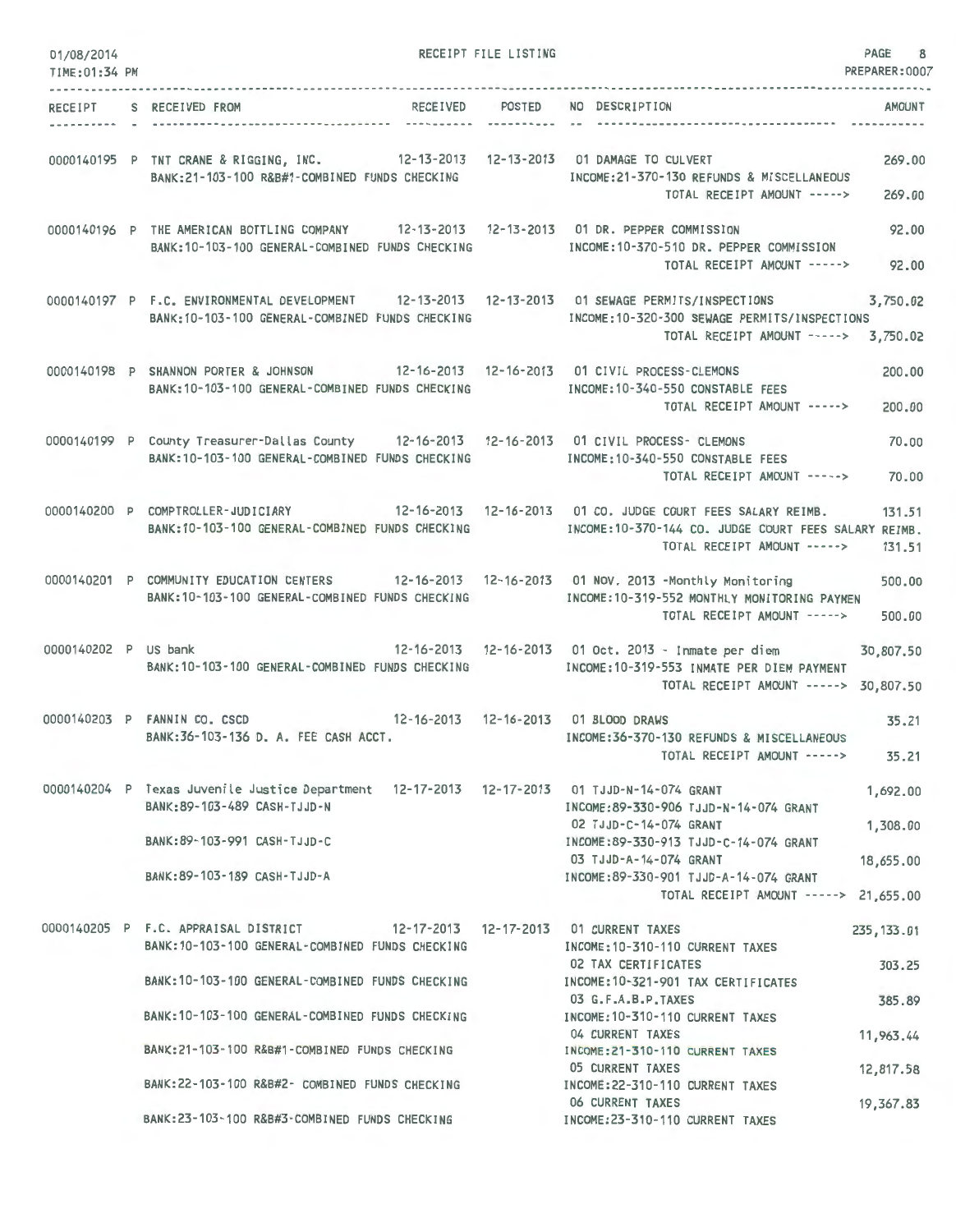01/08/2014 RECEIPT FILE LISTING
TIME:01:34 PM PREPARER:0007

| RECEIPT | S | RECEIVED FROM | RECEIVED | POSTED | NO | DESCRIPTION | AMOUNT |
|---|---|---|---|---|---|---|---|
| 0000140195 | P | TNT CRANE & RIGGING, INC. | 12-13-2013 | 12-13-2013 | 01 | DAMAGE TO CULVERT | 269.00 |
| | | BANK:21-103-100 R&B#1-COMBINED FUNDS CHECKING | | | | INCOME:21-370-130 REFUNDS & MISCELLANEOUS | |
| | | | | | | TOTAL RECEIPT AMOUNT -----> | 269.00 |
| 0000140196 | P | THE AMERICAN BOTTLING COMPANY | 12-13-2013 | 12-13-2013 | 01 | DR. PEPPER COMMISSION | 92.00 |
| | | BANK:10-103-100 GENERAL-COMBINED FUNDS CHECKING | | | | INCOME:10-370-510 DR. PEPPER COMMISSION | |
| | | | | | | TOTAL RECEIPT AMOUNT -----> | 92.00 |
| 0000140197 | P | F.C. ENVIRONMENTAL DEVELOPMENT | 12-13-2013 | 12-13-2013 | 01 | SEWAGE PERMITS/INSPECTIONS | 3,750.02 |
| | | BANK:10-103-100 GENERAL-COMBINED FUNDS CHECKING | | | | INCOME:10-320-300 SEWAGE PERMITS/INSPECTIONS | |
| | | | | | | TOTAL RECEIPT AMOUNT -----> | 3,750.02 |
| 0000140198 | P | SHANNON PORTER & JOHNSON | 12-16-2013 | 12-16-2013 | 01 | CIVIL PROCESS-CLEMONS | 200.00 |
| | | BANK:10-103-100 GENERAL-COMBINED FUNDS CHECKING | | | | INCOME:10-340-550 CONSTABLE FEES | |
| | | | | | | TOTAL RECEIPT AMOUNT -----> | 200.00 |
| 0000140199 | P | County Treasurer-Dallas County | 12-16-2013 | 12-16-2013 | 01 | CIVIL PROCESS- CLEMONS | 70.00 |
| | | BANK:10-103-100 GENERAL-COMBINED FUNDS CHECKING | | | | INCOME:10-340-550 CONSTABLE FEES | |
| | | | | | | TOTAL RECEIPT AMOUNT -----> | 70.00 |
| 0000140200 | P | COMPTROLLER-JUDICIARY | 12-16-2013 | 12-16-2013 | 01 | CO. JUDGE COURT FEES SALARY REIMB. | 131.51 |
| | | BANK:10-103-100 GENERAL-COMBINED FUNDS CHECKING | | | | INCOME:10-370-144 CO. JUDGE COURT FEES SALARY REIMB. | |
| | | | | | | TOTAL RECEIPT AMOUNT -----> | 131.51 |
| 0000140201 | P | COMMUNITY EDUCATION CENTERS | 12-16-2013 | 12-16-2013 | 01 | NOV. 2013 -Monthly Monitoring | 500.00 |
| | | BANK:10-103-100 GENERAL-COMBINED FUNDS CHECKING | | | | INCOME:10-319-552 MONTHLY MONITORING PAYMEN | |
| | | | | | | TOTAL RECEIPT AMOUNT -----> | 500.00 |
| 0000140202 | P | US bank | 12-16-2013 | 12-16-2013 | 01 | Oct. 2013 - Inmate per diem | 30,807.50 |
| | | BANK:10-103-100 GENERAL-COMBINED FUNDS CHECKING | | | | INCOME:10-319-553 INMATE PER DIEM PAYMENT | |
| | | | | | | TOTAL RECEIPT AMOUNT -----> | 30,807.50 |
| 0000140203 | P | FANNIN CO. CSCD | 12-16-2013 | 12-16-2013 | 01 | BLOOD DRAWS | 35.21 |
| | | BANK:36-103-136 D. A. FEE CASH ACCT. | | | | INCOME:36-370-130 REFUNDS & MISCELLANEOUS | |
| | | | | | | TOTAL RECEIPT AMOUNT -----> | 35.21 |
| 0000140204 | P | Texas Juvenile Justice Department | 12-17-2013 | 12-17-2013 | 01 | TJJD-N-14-074 GRANT | 1,692.00 |
| | | BANK:89-103-489 CASH-TJJD-N | | | | INCOME:89-330-906 TJJD-N-14-074 GRANT | |
| | | | | | 02 | TJJD-C-14-074 GRANT | 1,308.00 |
| | | BANK:89-103-991 CASH-TJJD-C | | | | INCOME:89-330-913 TJJD-C-14-074 GRANT | |
| | | | | | 03 | TJJD-A-14-074 GRANT | 18,655.00 |
| | | BANK:89-103-189 CASH-TJJD-A | | | | INCOME:89-330-901 TJJD-A-14-074 GRANT | |
| | | | | | | TOTAL RECEIPT AMOUNT -----> | 21,655.00 |
| 0000140205 | P | F.C. APPRAISAL DISTRICT | 12-17-2013 | 12-17-2013 | 01 | CURRENT TAXES | 235,133.01 |
| | | BANK:10-103-100 GENERAL-COMBINED FUNDS CHECKING | | | | INCOME:10-310-110 CURRENT TAXES | |
| | | | | | 02 | TAX CERTIFICATES | 303.25 |
| | | BANK:10-103-100 GENERAL-COMBINED FUNDS CHECKING | | | | INCOME:10-321-901 TAX CERTIFICATES | |
| | | | | | 03 | G.F.A.B.P.TAXES | 385.89 |
| | | BANK:10-103-100 GENERAL-COMBINED FUNDS CHECKING | | | | INCOME:10-310-110 CURRENT TAXES | |
| | | | | | 04 | CURRENT TAXES | 11,963.44 |
| | | BANK:21-103-100 R&B#1-COMBINED FUNDS CHECKING | | | | INCOME:21-310-110 CURRENT TAXES | |
| | | | | | 05 | CURRENT TAXES | 12,817.58 |
| | | BANK:22-103-100 R&B#2- COMBINED FUNDS CHECKING | | | | INCOME:22-310-110 CURRENT TAXES | |
| | | | | | 06 | CURRENT TAXES | 19,367.83 |
| | | BANK:23-103-100 R&B#3-COMBINED FUNDS CHECKING | | | | INCOME:23-310-110 CURRENT TAXES | |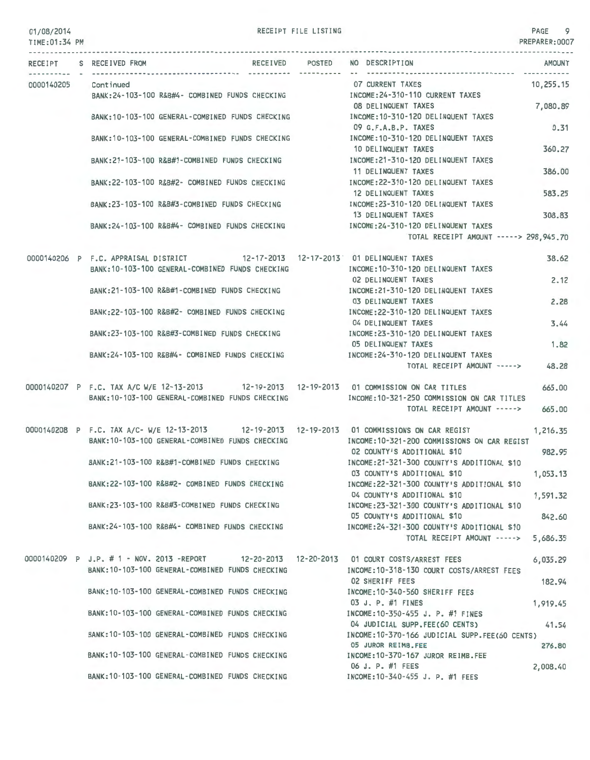RECEIPT FILE LISTING

01/08/2014
TIME:01:34 PM

PREPARER:0007

| RECEIPT | S | RECEIVED FROM | RECEIVED | POSTED | NO DESCRIPTION | AMOUNT |
|---|---|---|---|---|---|---|
| 0000140205 | | Continued | | | 07 CURRENT TAXES | 10,255.15 |
| | | BANK:24-103-100 R&B#4- COMBINED FUNDS CHECKING | | | INCOME:24-310-110 CURRENT TAXES | |
| | | | | | 08 DELINQUENT TAXES | 7,080.89 |
| | | BANK:10-103-100 GENERAL-COMBINED FUNDS CHECKING | | | INCOME:10-310-120 DELINQUENT TAXES | |
| | | | | | 09 G.F.A.B.P. TAXES | 0.31 |
| | | BANK:10-103-100 GENERAL-COMBINED FUNDS CHECKING | | | INCOME:10-310-120 DELINQUENT TAXES | |
| | | | | | 10 DELINQUENT TAXES | 360.27 |
| | | BANK:21-103-100 R&B#1-COMBINED FUNDS CHECKING | | | INCOME:21-310-120 DELINQUENT TAXES | |
| | | | | | 11 DELINQUENT TAXES | 386.00 |
| | | BANK:22-103-100 R&B#2- COMBINED FUNDS CHECKING | | | INCOME:22-310-120 DELINQUENT TAXES | |
| | | | | | 12 DELINQUENT TAXES | 583.25 |
| | | BANK:23-103-100 R&B#3-COMBINED FUNDS CHECKING | | | INCOME:23-310-120 DELINQUENT TAXES | |
| | | | | | 13 DELINQUENT TAXES | 308.83 |
| | | BANK:24-103-100 R&B#4- COMBINED FUNDS CHECKING | | | INCOME:24-310-120 DELINQUENT TAXES | |
| | | | | | TOTAL RECEIPT AMOUNT -----> | 298,945.70 |
| 0000140206 | P | F.C. APPRAISAL DISTRICT | 12-17-2013 | 12-17-2013 | 01 DELINQUENT TAXES | 38.62 |
| | | BANK:10-103-100 GENERAL-COMBINED FUNDS CHECKING | | | INCOME:10-310-120 DELINQUENT TAXES | |
| | | | | | 02 DELINQUENT TAXES | 2.12 |
| | | BANK:21-103-100 R&B#1-COMBINED FUNDS CHECKING | | | INCOME:21-310-120 DELINQUENT TAXES | |
| | | | | | 03 DELINQUENT TAXES | 2.28 |
| | | BANK:22-103-100 R&B#2- COMBINED FUNDS CHECKING | | | INCOME:22-310-120 DELINQUENT TAXES | |
| | | | | | 04 DELINQUENT TAXES | 3.44 |
| | | BANK:23-103-100 R&B#3-COMBINED FUNDS CHECKING | | | INCOME:23-310-120 DELINQUENT TAXES | |
| | | | | | 05 DELINQUENT TAXES | 1.82 |
| | | BANK:24-103-100 R&B#4- COMBINED FUNDS CHECKING | | | INCOME:24-310-120 DELINQUENT TAXES | |
| | | | | | TOTAL RECEIPT AMOUNT -----> | 48.28 |
| 0000140207 | P | F.C. TAX A/C W/E 12-13-2013 | 12-19-2013 | 12-19-2013 | 01 COMMISSION ON CAR TITLES | 665.00 |
| | | BANK:10-103-100 GENERAL-COMBINED FUNDS CHECKING | | | INCOME:10-321-250 COMMISSION ON CAR TITLES | |
| | | | | | TOTAL RECEIPT AMOUNT -----> | 665.00 |
| 0000140208 | P | F.C. TAX A/C- W/E 12-13-2013 | 12-19-2013 | 12-19-2013 | 01 COMMISSIONS ON CAR REGIST | 1,216.35 |
| | | BANK:10-103-100 GENERAL-COMBINED FUNDS CHECKING | | | INCOME:10-321-200 COMMISSIONS ON CAR REGIST | |
| | | | | | 02 COUNTY'S ADDITIONAL $10 | 982.95 |
| | | BANK:21-103-100 R&B#1-COMBINED FUNDS CHECKING | | | INCOME:21-321-300 COUNTY'S ADDITIONAL $10 | |
| | | | | | 03 COUNTY'S ADDITIONAL $10 | 1,053.13 |
| | | BANK:22-103-100 R&B#2- COMBINED FUNDS CHECKING | | | INCOME:22-321-300 COUNTY'S ADDITIONAL $10 | |
| | | | | | 04 COUNTY'S ADDITIONAL $10 | 1,591.32 |
| | | BANK:23-103-100 R&B#3-COMBINED FUNDS CHECKING | | | INCOME:23-321-300 COUNTY'S ADDITIONAL $10 | |
| | | | | | 05 COUNTY'S ADDITIONAL $10 | 842.60 |
| | | BANK:24-103-100 R&B#4- COMBINED FUNDS CHECKING | | | INCOME:24-321-300 COUNTY'S ADDITIONAL $10 | |
| | | | | | TOTAL RECEIPT AMOUNT -----> | 5,686.35 |
| 0000140209 | P | J.P. # 1 - NOV. 2013 -REPORT | 12-20-2013 | 12-20-2013 | 01 COURT COSTS/ARREST FEES | 6,035.29 |
| | | BANK:10-103-100 GENERAL-COMBINED FUNDS CHECKING | | | INCOME:10-318-130 COURT COSTS/ARREST FEES | |
| | | | | | 02 SHERIFF FEES | 182.94 |
| | | BANK:10-103-100 GENERAL-COMBINED FUNDS CHECKING | | | INCOME:10-340-560 SHERIFF FEES | |
| | | | | | 03 J. P. #1 FINES | 1,919.45 |
| | | BANK:10-103-100 GENERAL-COMBINED FUNDS CHECKING | | | INCOME:10-350-455 J. P. #1 FINES | |
| | | | | | 04 JUDICIAL SUPP.FEE(60 CENTS) | 41.54 |
| | | BANK:10-103-100 GENERAL-COMBINED FUNDS CHECKING | | | INCOME:10-370-166 JUDICIAL SUPP.FEE(60 CENTS) | |
| | | | | | 05 JUROR REIMB.FEE | 276.80 |
| | | BANK:10-103-100 GENERAL-COMBINED FUNDS CHECKING | | | INCOME:10-370-167 JUROR REIMB.FEE | |
| | | | | | 06 J. P. #1 FEES | 2,008.40 |
| | | BANK:10-103-100 GENERAL-COMBINED FUNDS CHECKING | | | INCOME:10-340-455 J. P. #1 FEES | |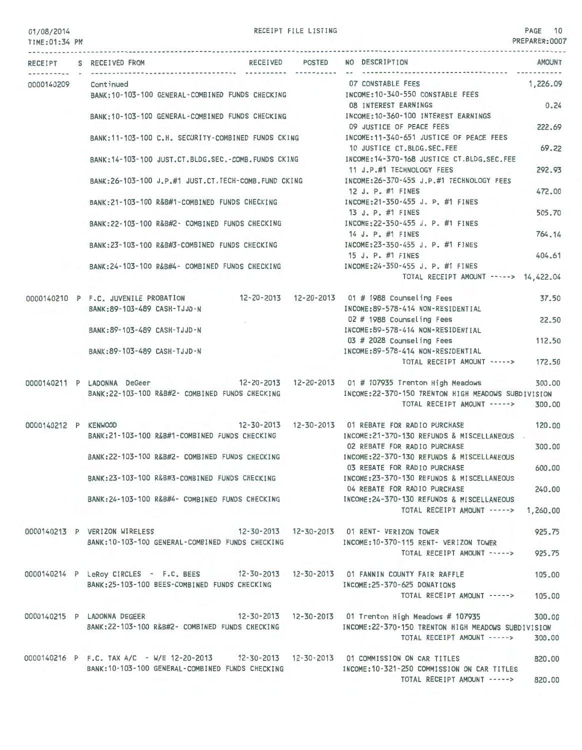RECEIPT FILE LISTING

| RECEIPT | S | RECEIVED FROM | RECEIVED | POSTED | NO | DESCRIPTION | AMOUNT |
|---|---|---|---|---|---|---|---|
| 0000140209 | | Continued | | | 07 | CONSTABLE FEES | 1,226.09 |
| | | BANK:10-103-100 GENERAL-COMBINED FUNDS CHECKING | | | | INCOME:10-340-550 CONSTABLE FEES | |
| | | | | | 08 | INTEREST EARNINGS | 0.24 |
| | | BANK:10-103-100 GENERAL-COMBINED FUNDS CHECKING | | | | INCOME:10-360-100 INTEREST EARNINGS | |
| | | | | | 09 | JUSTICE OF PEACE FEES | 222.69 |
| | | BANK:11-103-100 C.H. SECURITY-COMBINED FUNDS CKING | | | | INCOME:11-340-651 JUSTICE OF PEACE FEES | |
| | | | | | 10 | JUSTICE CT.BLDG.SEC.FEE | 69.22 |
| | | BANK:14-103-100 JUST.CT.BLDG.SEC.-COMB.FUNDS CKING | | | | INCOME:14-370-168 JUSTICE CT.BLDG.SEC.FEE | |
| | | | | | 11 | J.P.#1 TECHNOLOGY FEES | 292.93 |
| | | BANK:26-103-100 J.P.#1 JUST.CT.TECH-COMB.FUND CKING | | | | INCOME:26-370-455 J.P.#1 TECHNOLOGY FEES | |
| | | | | | 12 | J. P. #1 FINES | 472.00 |
| | | BANK:21-103-100 R&B#1-COMBINED FUNDS CHECKING | | | | INCOME:21-350-455 J. P. #1 FINES | |
| | | | | | 13 | J. P. #1 FINES | 505.70 |
| | | BANK:22-103-100 R&B#2- COMBINED FUNDS CHECKING | | | | INCOME:22-350-455 J. P. #1 FINES | |
| | | | | | 14 | J. P. #1 FINES | 764.14 |
| | | BANK:23-103-100 R&B#3-COMBINED FUNDS CHECKING | | | | INCOME:23-350-455 J. P. #1 FINES | |
| | | | | | 15 | J. P. #1 FINES | 404.61 |
| | | BANK:24-103-100 R&B#4- COMBINED FUNDS CHECKING | | | | INCOME:24-350-455 J. P. #1 FINES | |
| | | | | | | TOTAL RECEIPT AMOUNT -----> | 14,422.04 |
| 0000140210 | P | F.C. JUVENILE PROBATION | 12-20-2013 | 12-20-2013 | 01 | # 1988 Counseling Fees | 37.50 |
| | | BANK:89-103-489 CASH-TJJD-N | | | | INCOME:89-578-414 NON-RESIDENTIAL | |
| | | | | | 02 | # 1988 Counseling Fees | 22.50 |
| | | BANK:89-103-489 CASH-TJJD-N | | | | INCOME:89-578-414 NON-RESIDENTIAL | |
| | | | | | 03 | # 2028 Counseling Fees | 112.50 |
| | | BANK:89-103-489 CASH-TJJD-N | | | | INCOME:89-578-414 NON-RESIDENTIAL | |
| | | | | | | TOTAL RECEIPT AMOUNT -----> | 172.50 |
| 0000140211 | P | LADONNA DeGeer | 12-20-2013 | 12-20-2013 | 01 | # 107935 Trenton High Meadows | 300.00 |
| | | BANK:22-103-100 R&B#2- COMBINED FUNDS CHECKING | | | | INCOME:22-370-150 TRENTON HIGH MEADOWS SUBDIVISION | |
| | | | | | | TOTAL RECEIPT AMOUNT -----> | 300.00 |
| 0000140212 | P | KENWOOD | 12-30-2013 | 12-30-2013 | 01 | REBATE FOR RADIO PURCHASE | 120.00 |
| | | BANK:21-103-100 R&B#1-COMBINED FUNDS CHECKING | | | | INCOME:21-370-130 REFUNDS & MISCELLANEOUS | |
| | | | | | 02 | REBATE FOR RADIO PURCHASE | 300.00 |
| | | BANK:22-103-100 R&B#2- COMBINED FUNDS CHECKING | | | | INCOME:22-370-130 REFUNDS & MISCELLANEOUS | |
| | | | | | 03 | REBATE FOR RADIO PURCHASE | 600.00 |
| | | BANK:23-103-100 R&B#3-COMBINED FUNDS CHECKING | | | | INCOME:23-370-130 REFUNDS & MISCELLANEOUS | |
| | | | | | 04 | REBATE FOR RADIO PURCHASE | 240.00 |
| | | BANK:24-103-100 R&B#4- COMBINED FUNDS CHECKING | | | | INCOME:24-370-130 REFUNDS & MISCELLANEOUS | |
| | | | | | | TOTAL RECEIPT AMOUNT -----> | 1,260.00 |
| 0000140213 | P | VERIZON WIRELESS | 12-30-2013 | 12-30-2013 | 01 | RENT- VERIZON TOWER | 925.75 |
| | | BANK:10-103-100 GENERAL-COMBINED FUNDS CHECKING | | | | INCOME:10-370-115 RENT- VERIZON TOWER | |
| | | | | | | TOTAL RECEIPT AMOUNT -----> | 925.75 |
| 0000140214 | P | LeRoy CIRCLES - F.C. BEES | 12-30-2013 | 12-30-2013 | 01 | FANNIN COUNTY FAIR RAFFLE | 105.00 |
| | | BANK:25-103-100 BEES-COMBINED FUNDS CHECKING | | | | INCOME:25-370-625 DONATIONS | |
| | | | | | | TOTAL RECEIPT AMOUNT -----> | 105.00 |
| 0000140215 | P | LADONNA DEGEER | 12-30-2013 | 12-30-2013 | 01 | Trenton High Meadows # 107935 | 300.00 |
| | | BANK:22-103-100 R&B#2- COMBINED FUNDS CHECKING | | | | INCOME:22-370-150 TRENTON HIGH MEADOWS SUBDIVISION | |
| | | | | | | TOTAL RECEIPT AMOUNT -----> | 300.00 |
| 0000140216 | P | F.C. TAX A/C - W/E 12-20-2013 | 12-30-2013 | 12-30-2013 | 01 | COMMISSION ON CAR TITLES | 820.00 |
| | | BANK:10-103-100 GENERAL-COMBINED FUNDS CHECKING | | | | INCOME:10-321-250 COMMISSION ON CAR TITLES | |
| | | | | | | TOTAL RECEIPT AMOUNT -----> | 820.00 |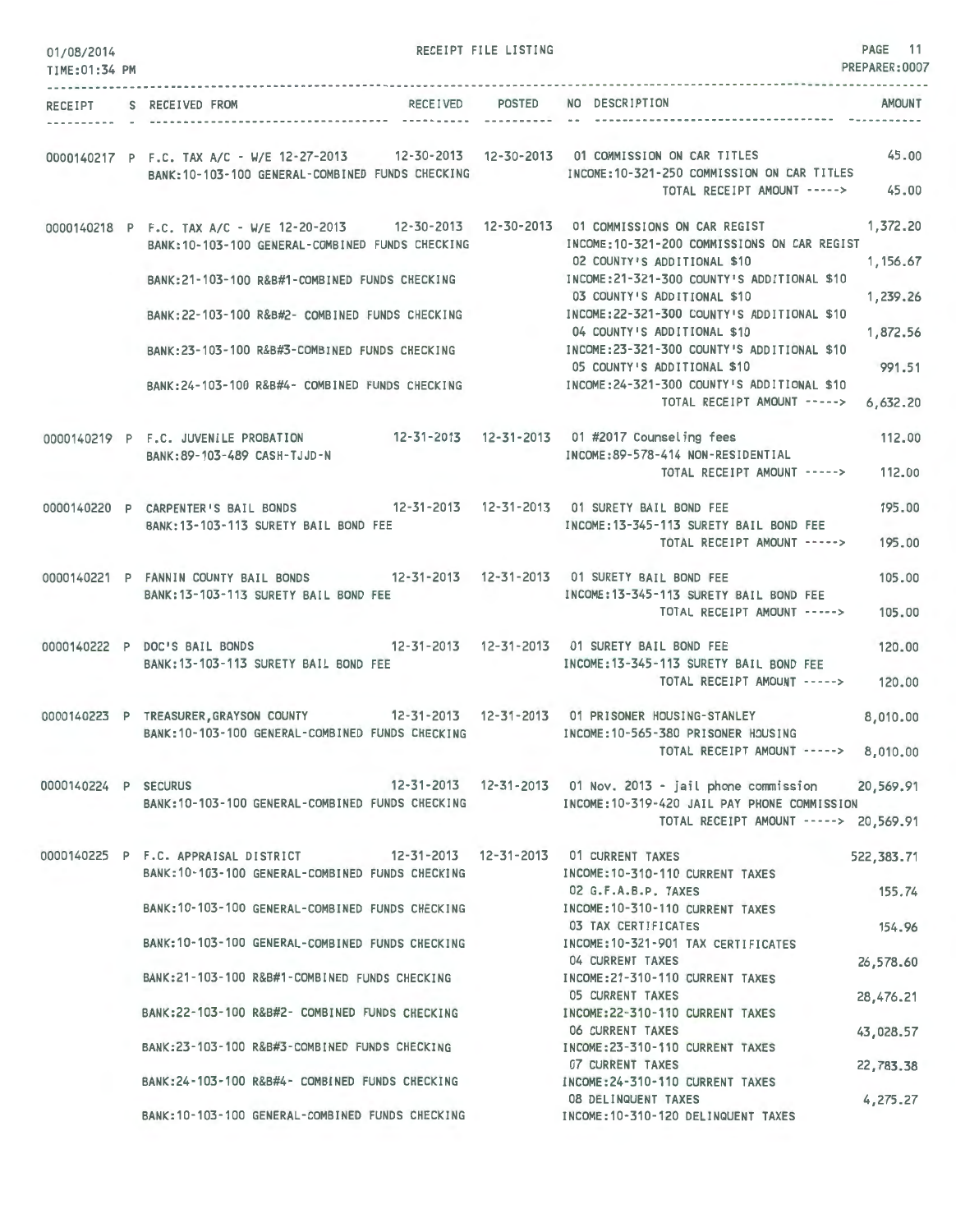RECEIPT FILE LISTING

01/08/2014
TIME:01:34 PM
PREPARER:0007

| RECEIPT | S | RECEIVED FROM | RECEIVED | POSTED | NO | DESCRIPTION | AMOUNT |
|---|---|---|---|---|---|---|---|
| 0000140217 | P | F.C. TAX A/C - W/E 12-27-2013 | 12-30-2013 | 12-30-2013 | 01 | COMMISSION ON CAR TITLES | 45.00 |
| | | BANK:10-103-100 GENERAL-COMBINED FUNDS CHECKING | | | | INCOME:10-321-250 COMMISSION ON CAR TITLES | |
| | | | | | | TOTAL RECEIPT AMOUNT -----> | 45.00 |
| 0000140218 | P | F.C. TAX A/C - W/E 12-20-2013 | 12-30-2013 | 12-30-2013 | 01 | COMMISSIONS ON CAR REGIST | 1,372.20 |
| | | BANK:10-103-100 GENERAL-COMBINED FUNDS CHECKING | | | | INCOME:10-321-200 COMMISSIONS ON CAR REGIST | |
| | | | | | 02 | COUNTY'S ADDITIONAL $10 | 1,156.67 |
| | | BANK:21-103-100 R&B#1-COMBINED FUNDS CHECKING | | | | INCOME:21-321-300 COUNTY'S ADDITIONAL $10 | |
| | | | | | 03 | COUNTY'S ADDITIONAL $10 | 1,239.26 |
| | | BANK:22-103-100 R&B#2- COMBINED FUNDS CHECKING | | | | INCOME:22-321-300 COUNTY'S ADDITIONAL $10 | |
| | | | | | 04 | COUNTY'S ADDITIONAL $10 | 1,872.56 |
| | | BANK:23-103-100 R&B#3-COMBINED FUNDS CHECKING | | | | INCOME:23-321-300 COUNTY'S ADDITIONAL $10 | |
| | | | | | 05 | COUNTY'S ADDITIONAL $10 | 991.51 |
| | | BANK:24-103-100 R&B#4- COMBINED FUNDS CHECKING | | | | INCOME:24-321-300 COUNTY'S ADDITIONAL $10 | |
| | | | | | | TOTAL RECEIPT AMOUNT -----> | 6,632.20 |
| 0000140219 | P | F.C. JUVENILE PROBATION | 12-31-2013 | 12-31-2013 | 01 | #2017 Counseling fees | 112.00 |
| | | BANK:89-103-489 CASH-TJJD-N | | | | INCOME:89-578-414 NON-RESIDENTIAL | |
| | | | | | | TOTAL RECEIPT AMOUNT -----> | 112.00 |
| 0000140220 | P | CARPENTER'S BAIL BONDS | 12-31-2013 | 12-31-2013 | 01 | SURETY BAIL BOND FEE | 195.00 |
| | | BANK:13-103-113 SURETY BAIL BOND FEE | | | | INCOME:13-345-113 SURETY BAIL BOND FEE | |
| | | | | | | TOTAL RECEIPT AMOUNT -----> | 195.00 |
| 0000140221 | P | FANNIN COUNTY BAIL BONDS | 12-31-2013 | 12-31-2013 | 01 | SURETY BAIL BOND FEE | 105.00 |
| | | BANK:13-103-113 SURETY BAIL BOND FEE | | | | INCOME:13-345-113 SURETY BAIL BOND FEE | |
| | | | | | | TOTAL RECEIPT AMOUNT -----> | 105.00 |
| 0000140222 | P | DOC'S BAIL BONDS | 12-31-2013 | 12-31-2013 | 01 | SURETY BAIL BOND FEE | 120.00 |
| | | BANK:13-103-113 SURETY BAIL BOND FEE | | | | INCOME:13-345-113 SURETY BAIL BOND FEE | |
| | | | | | | TOTAL RECEIPT AMOUNT -----> | 120.00 |
| 0000140223 | P | TREASURER,GRAYSON COUNTY | 12-31-2013 | 12-31-2013 | 01 | PRISONER HOUSING-STANLEY | 8,010.00 |
| | | BANK:10-103-100 GENERAL-COMBINED FUNDS CHECKING | | | | INCOME:10-565-380 PRISONER HOUSING | |
| | | | | | | TOTAL RECEIPT AMOUNT -----> | 8,010.00 |
| 0000140224 | P | SECURUS | 12-31-2013 | 12-31-2013 | 01 | Nov. 2013 - jail phone commission | 20,569.91 |
| | | BANK:10-103-100 GENERAL-COMBINED FUNDS CHECKING | | | | INCOME:10-319-420 JAIL PAY PHONE COMMISSION | |
| | | | | | | TOTAL RECEIPT AMOUNT -----> | 20,569.91 |
| 0000140225 | P | F.C. APPRAISAL DISTRICT | 12-31-2013 | 12-31-2013 | 01 | CURRENT TAXES | 522,383.71 |
| | | BANK:10-103-100 GENERAL-COMBINED FUNDS CHECKING | | | | INCOME:10-310-110 CURRENT TAXES | |
| | | | | | 02 | G.F.A.B.P. TAXES | 155.74 |
| | | BANK:10-103-100 GENERAL-COMBINED FUNDS CHECKING | | | | INCOME:10-310-110 CURRENT TAXES | |
| | | | | | 03 | TAX CERTIFICATES | 154.96 |
| | | BANK:10-103-100 GENERAL-COMBINED FUNDS CHECKING | | | | INCOME:10-321-901 TAX CERTIFICATES | |
| | | | | | 04 | CURRENT TAXES | 26,578.60 |
| | | BANK:21-103-100 R&B#1-COMBINED FUNDS CHECKING | | | | INCOME:21-310-110 CURRENT TAXES | |
| | | | | | 05 | CURRENT TAXES | 28,476.21 |
| | | BANK:22-103-100 R&B#2- COMBINED FUNDS CHECKING | | | | INCOME:22-310-110 CURRENT TAXES | |
| | | | | | 06 | CURRENT TAXES | 43,028.57 |
| | | BANK:23-103-100 R&B#3-COMBINED FUNDS CHECKING | | | | INCOME:23-310-110 CURRENT TAXES | |
| | | | | | 07 | CURRENT TAXES | 22,783.38 |
| | | BANK:24-103-100 R&B#4- COMBINED FUNDS CHECKING | | | | INCOME:24-310-110 CURRENT TAXES | |
| | | | | | 08 | DELINQUENT TAXES | 4,275.27 |
| | | BANK:10-103-100 GENERAL-COMBINED FUNDS CHECKING | | | | INCOME:10-310-120 DELINQUENT TAXES | |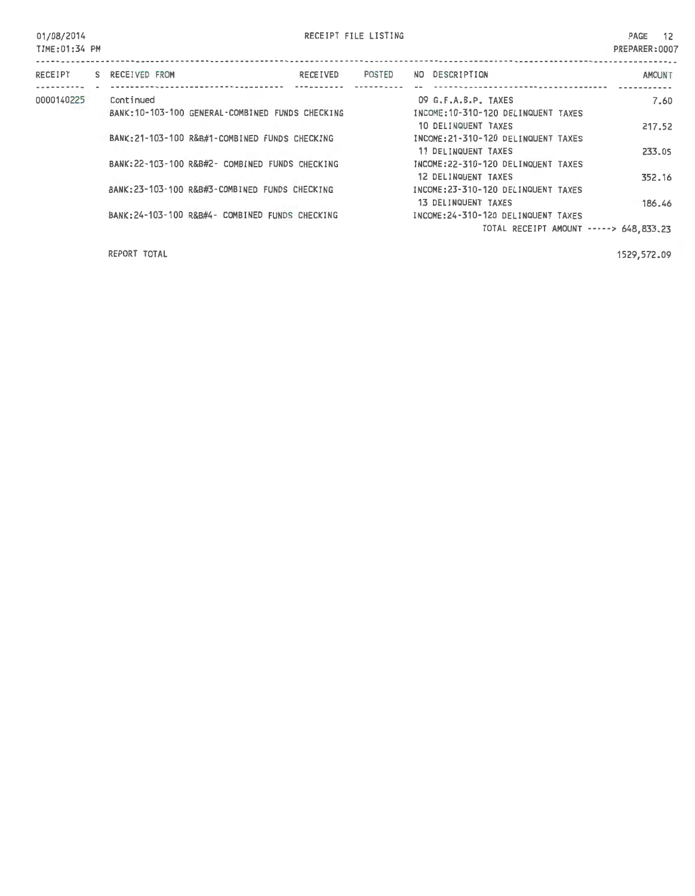RECEIPT FILE LISTING

PREPARER:0007

01/08/2014
TIME:01:34 PM

| RECEIPT | S | RECEIVED FROM | RECEIVED | POSTED | NO | DESCRIPTION | AMOUNT |
|---|---|---|---|---|---|---|---|
| 0000140225 | | Continued | | | 09 | G.F.A.B.P. TAXES | 7.60 |
| | | BANK:10-103-100 GENERAL-COMBINED FUNDS CHECKING | | | | INCOME:10-310-120 DELINQUENT TAXES | |
| | | | | | 10 | DELINQUENT TAXES | 217.52 |
| | | BANK:21-103-100 R&B#1-COMBINED FUNDS CHECKING | | | | INCOME:21-310-120 DELINQUENT TAXES | |
| | | | | | 11 | DELINQUENT TAXES | 233.05 |
| | | BANK:22-103-100 R&B#2- COMBINED FUNDS CHECKING | | | | INCOME:22-310-120 DELINQUENT TAXES | |
| | | | | | 12 | DELINQUENT TAXES | 352.16 |
| | | BANK:23-103-100 R&B#3-COMBINED FUNDS CHECKING | | | | INCOME:23-310-120 DELINQUENT TAXES | |
| | | | | | 13 | DELINQUENT TAXES | 186.46 |
| | | BANK:24-103-100 R&B#4- COMBINED FUNDS CHECKING | | | | INCOME:24-310-120 DELINQUENT TAXES | |
| | | | | | | TOTAL RECEIPT AMOUNT -----> | 648,833.23 |
| | | REPORT TOTAL | | | | | 1529,572.09 |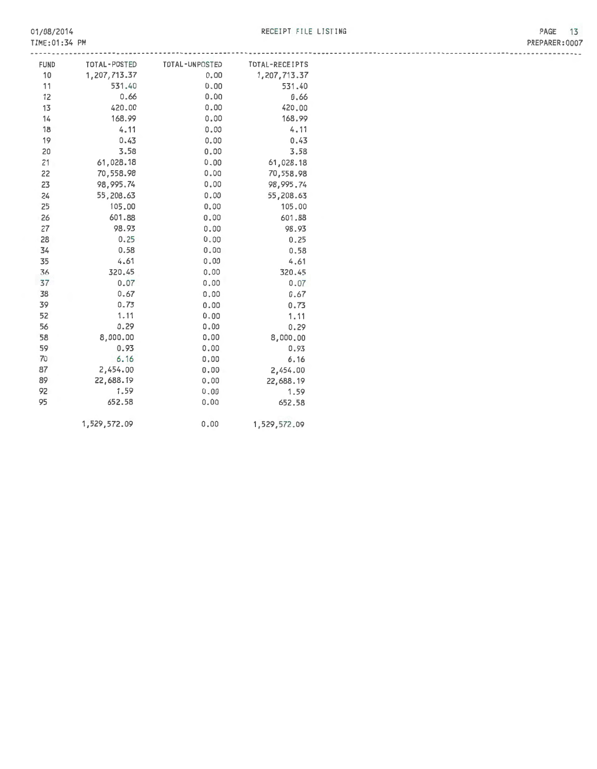01/08/2014
TIME:01:34 PM

RECEIPT FILE LISTING

PREPARER:0007

| FUND | TOTAL-POSTED | TOTAL-UNPOSTED | TOTAL-RECEIPTS |
|---|---|---|---|
| 10 | 1,207,713.37 | 0.00 | 1,207,713.37 |
| 11 | 531.40 | 0.00 | 531.40 |
| 12 | 0.66 | 0.00 | 0.66 |
| 13 | 420.00 | 0.00 | 420.00 |
| 14 | 168.99 | 0.00 | 168.99 |
| 18 | 4.11 | 0.00 | 4.11 |
| 19 | 0.43 | 0.00 | 0.43 |
| 20 | 3.58 | 0.00 | 3.58 |
| 21 | 61,028.18 | 0.00 | 61,028.18 |
| 22 | 70,558.98 | 0.00 | 70,558.98 |
| 23 | 98,995.74 | 0.00 | 98,995.74 |
| 24 | 55,208.63 | 0.00 | 55,208.63 |
| 25 | 105.00 | 0.00 | 105.00 |
| 26 | 601.88 | 0.00 | 601.88 |
| 27 | 98.93 | 0.00 | 98.93 |
| 28 | 0.25 | 0.00 | 0.25 |
| 34 | 0.58 | 0.00 | 0.58 |
| 35 | 4.61 | 0.00 | 4.61 |
| 36 | 320.45 | 0.00 | 320.45 |
| 37 | 0.07 | 0.00 | 0.07 |
| 38 | 0.67 | 0.00 | 0.67 |
| 39 | 0.73 | 0.00 | 0.73 |
| 52 | 1.11 | 0.00 | 1.11 |
| 56 | 0.29 | 0.00 | 0.29 |
| 58 | 8,000.00 | 0.00 | 8,000.00 |
| 59 | 0.93 | 0.00 | 0.93 |
| 70 | 6.16 | 0.00 | 6.16 |
| 87 | 2,454.00 | 0.00 | 2,454.00 |
| 89 | 22,688.19 | 0.00 | 22,688.19 |
| 92 | 1.59 | 0.00 | 1.59 |
| 95 | 652.58 | 0.00 | 652.58 |
| | 1,529,572.09 | 0.00 | 1,529,572.09 |